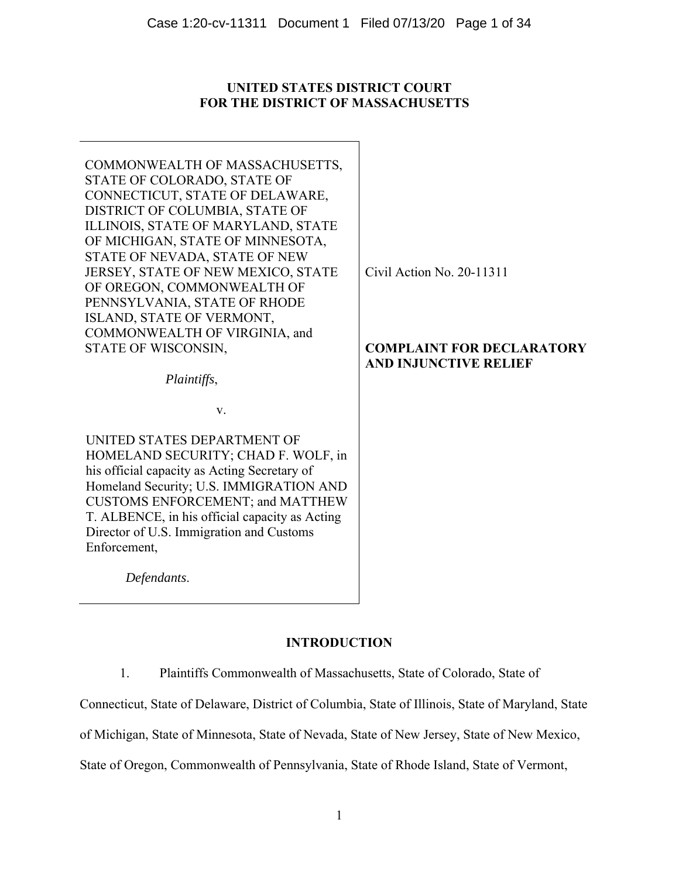**UNITED STATES DISTRICT COURT**
**FOR THE DISTRICT OF MASSACHUSETTS**

| | |
|---|---|
| COMMONWEALTH OF MASSACHUSETTS, STATE OF COLORADO, STATE OF CONNECTICUT, STATE OF DELAWARE, DISTRICT OF COLUMBIA, STATE OF ILLINOIS, STATE OF MARYLAND, STATE OF MICHIGAN, STATE OF MINNESOTA, STATE OF NEVADA, STATE OF NEW JERSEY, STATE OF NEW MEXICO, STATE OF OREGON, COMMONWEALTH OF PENNSYLVANIA, STATE OF RHODE ISLAND, STATE OF VERMONT, COMMONWEALTH OF VIRGINIA, and STATE OF WISCONSIN, *Plaintiffs*, v. UNITED STATES DEPARTMENT OF HOMELAND SECURITY; CHAD F. WOLF, in his official capacity as Acting Secretary of Homeland Security; U.S. IMMIGRATION AND CUSTOMS ENFORCEMENT; and MATTHEW T. ALBENCE, in his official capacity as Acting Director of U.S. Immigration and Customs Enforcement, *Defendants*. | Civil Action No. 20-11311 **COMPLAINT FOR DECLARATORY AND INJUNCTIVE RELIEF** |

## INTRODUCTION

1. Plaintiffs Commonwealth of Massachusetts, State of Colorado, State of Connecticut, State of Delaware, District of Columbia, State of Illinois, State of Maryland, State of Michigan, State of Minnesota, State of Nevada, State of New Jersey, State of New Mexico, State of Oregon, Commonwealth of Pennsylvania, State of Rhode Island, State of Vermont,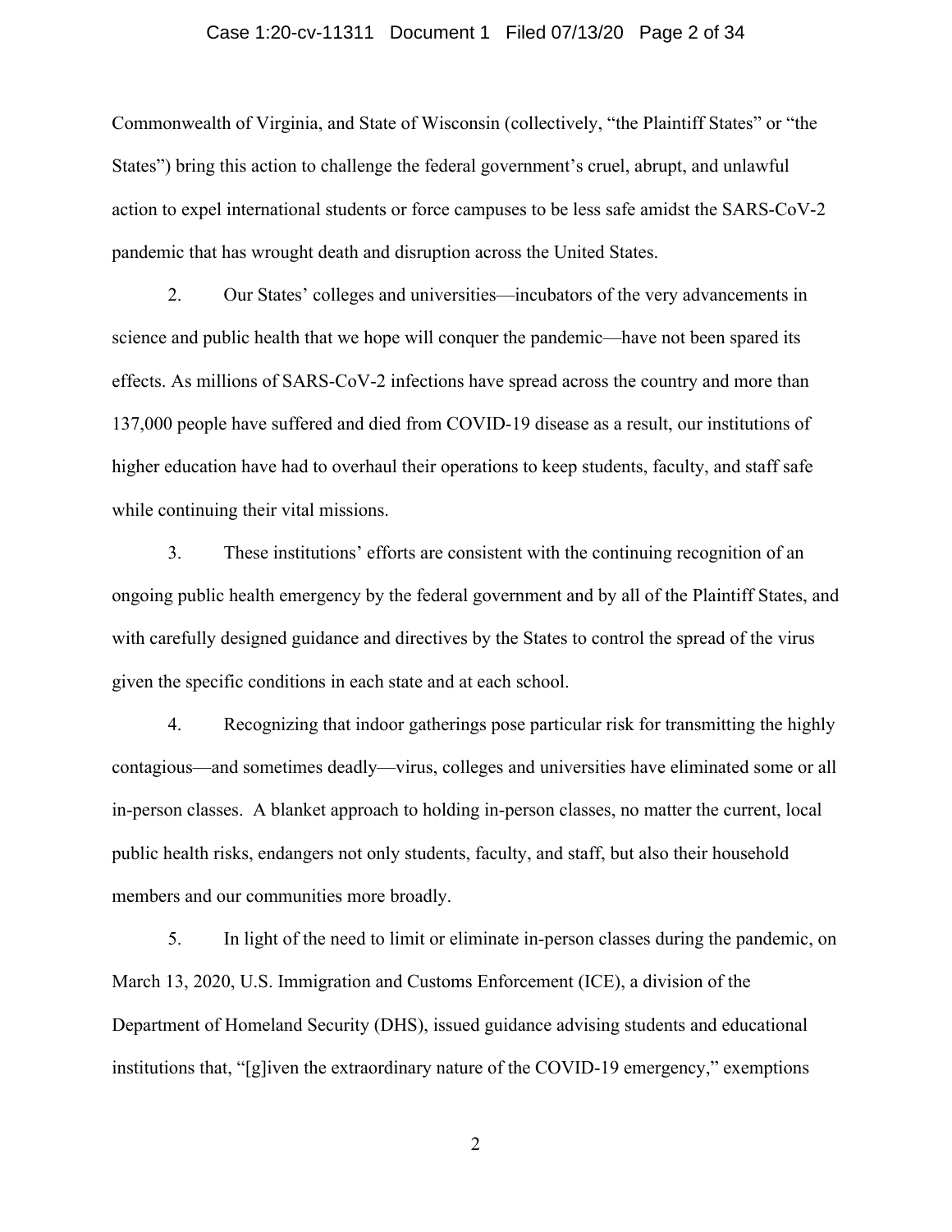Commonwealth of Virginia, and State of Wisconsin (collectively, "the Plaintiff States" or "the States") bring this action to challenge the federal government's cruel, abrupt, and unlawful action to expel international students or force campuses to be less safe amidst the SARS-CoV-2 pandemic that has wrought death and disruption across the United States.

2. Our States' colleges and universities—incubators of the very advancements in science and public health that we hope will conquer the pandemic—have not been spared its effects. As millions of SARS-CoV-2 infections have spread across the country and more than 137,000 people have suffered and died from COVID-19 disease as a result, our institutions of higher education have had to overhaul their operations to keep students, faculty, and staff safe while continuing their vital missions.

3. These institutions' efforts are consistent with the continuing recognition of an ongoing public health emergency by the federal government and by all of the Plaintiff States, and with carefully designed guidance and directives by the States to control the spread of the virus given the specific conditions in each state and at each school.

4. Recognizing that indoor gatherings pose particular risk for transmitting the highly contagious—and sometimes deadly—virus, colleges and universities have eliminated some or all in-person classes. A blanket approach to holding in-person classes, no matter the current, local public health risks, endangers not only students, faculty, and staff, but also their household members and our communities more broadly.

5. In light of the need to limit or eliminate in-person classes during the pandemic, on March 13, 2020, U.S. Immigration and Customs Enforcement (ICE), a division of the Department of Homeland Security (DHS), issued guidance advising students and educational institutions that, "[g]iven the extraordinary nature of the COVID-19 emergency," exemptions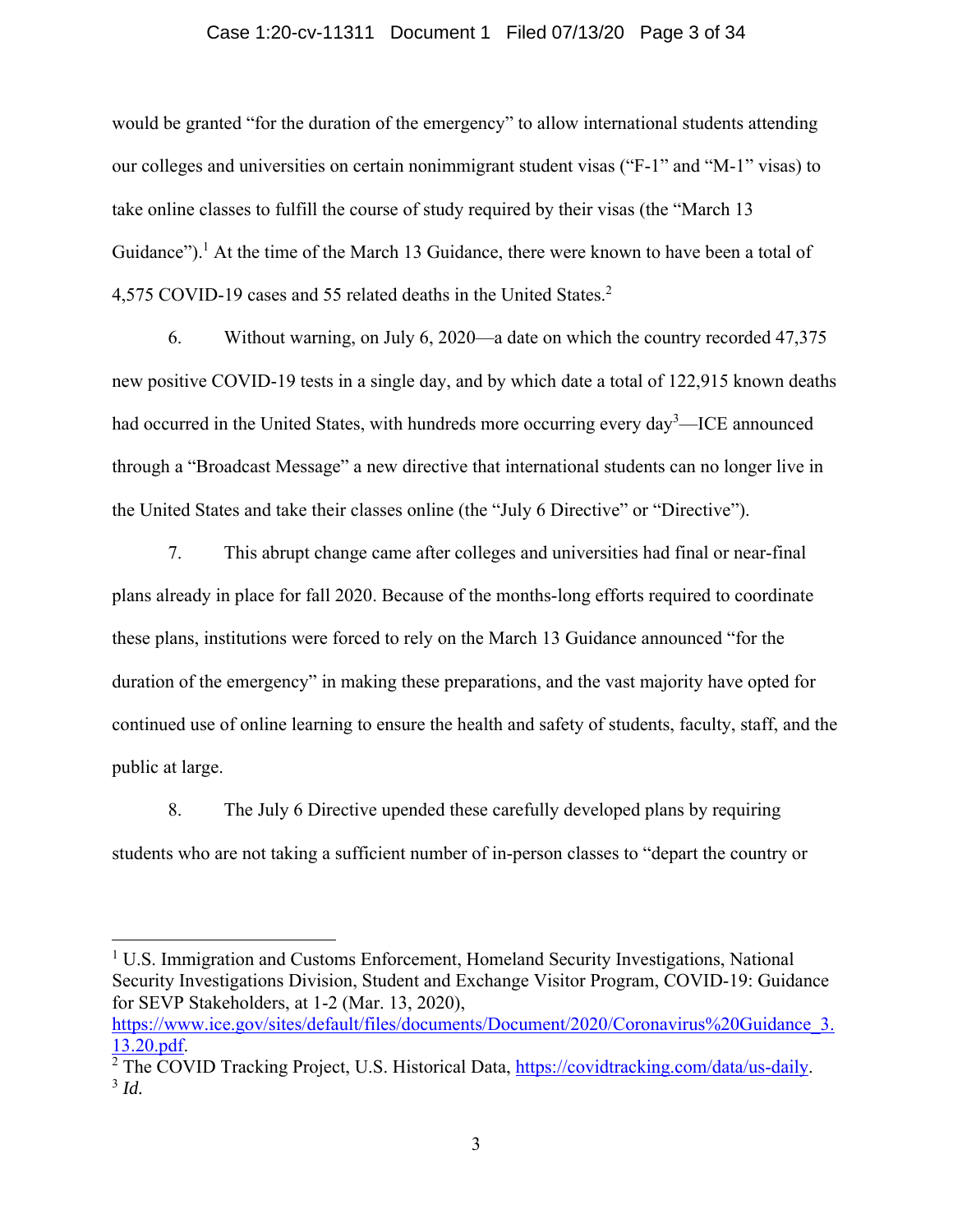would be granted "for the duration of the emergency" to allow international students attending our colleges and universities on certain nonimmigrant student visas ("F-1" and "M-1" visas) to take online classes to fulfill the course of study required by their visas (the "March 13 Guidance").[1] At the time of the March 13 Guidance, there were known to have been a total of 4,575 COVID-19 cases and 55 related deaths in the United States.[2]

6. Without warning, on July 6, 2020—a date on which the country recorded 47,375 new positive COVID-19 tests in a single day, and by which date a total of 122,915 known deaths had occurred in the United States, with hundreds more occurring every day[3]—ICE announced through a "Broadcast Message" a new directive that international students can no longer live in the United States and take their classes online (the "July 6 Directive" or "Directive").

7. This abrupt change came after colleges and universities had final or near-final plans already in place for fall 2020. Because of the months-long efforts required to coordinate these plans, institutions were forced to rely on the March 13 Guidance announced "for the duration of the emergency" in making these preparations, and the vast majority have opted for continued use of online learning to ensure the health and safety of students, faculty, staff, and the public at large.

8. The July 6 Directive upended these carefully developed plans by requiring students who are not taking a sufficient number of in-person classes to "depart the country or

---

[1] U.S. Immigration and Customs Enforcement, Homeland Security Investigations, National Security Investigations Division, Student and Exchange Visitor Program, COVID-19: Guidance for SEVP Stakeholders, at 1-2 (Mar. 13, 2020), https://www.ice.gov/sites/default/files/documents/Document/2020/Coronavirus%20Guidance_3.13.20.pdf.

[2] The COVID Tracking Project, U.S. Historical Data, https://covidtracking.com/data/us-daily.

[3] *Id.*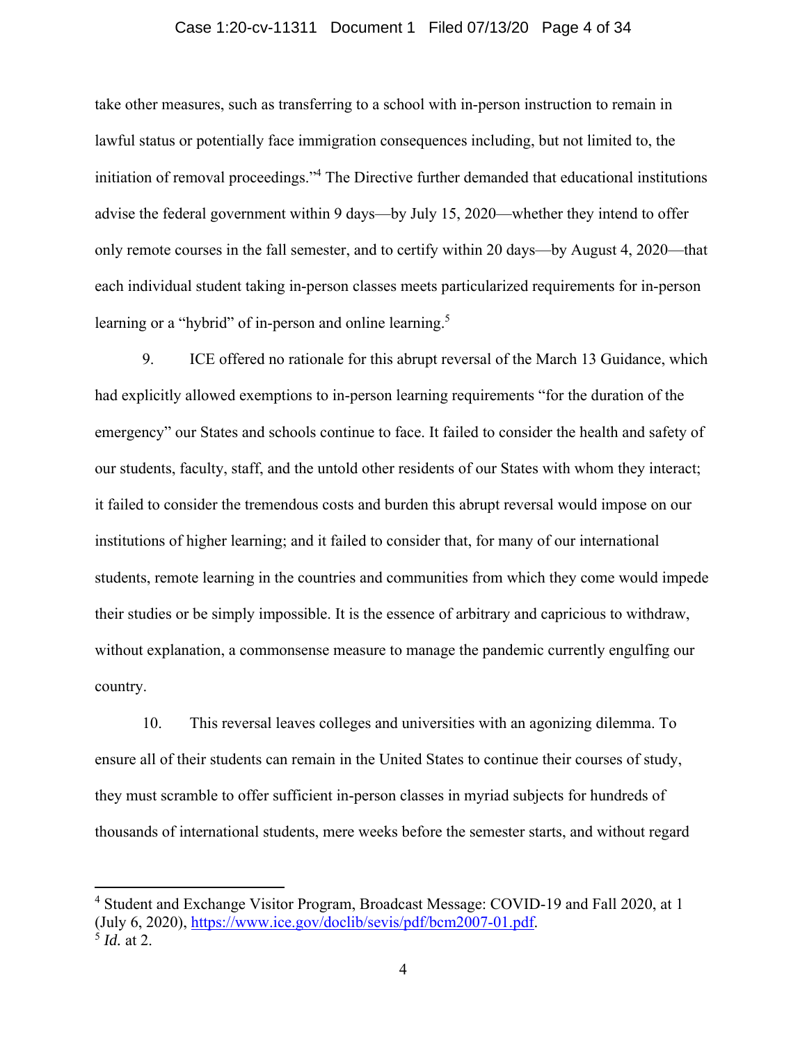take other measures, such as transferring to a school with in-person instruction to remain in lawful status or potentially face immigration consequences including, but not limited to, the initiation of removal proceedings."[4] The Directive further demanded that educational institutions advise the federal government within 9 days—by July 15, 2020—whether they intend to offer only remote courses in the fall semester, and to certify within 20 days—by August 4, 2020—that each individual student taking in-person classes meets particularized requirements for in-person learning or a "hybrid" of in-person and online learning.[5]

9. ICE offered no rationale for this abrupt reversal of the March 13 Guidance, which had explicitly allowed exemptions to in-person learning requirements "for the duration of the emergency" our States and schools continue to face. It failed to consider the health and safety of our students, faculty, staff, and the untold other residents of our States with whom they interact; it failed to consider the tremendous costs and burden this abrupt reversal would impose on our institutions of higher learning; and it failed to consider that, for many of our international students, remote learning in the countries and communities from which they come would impede their studies or be simply impossible. It is the essence of arbitrary and capricious to withdraw, without explanation, a commonsense measure to manage the pandemic currently engulfing our country.

10. This reversal leaves colleges and universities with an agonizing dilemma. To ensure all of their students can remain in the United States to continue their courses of study, they must scramble to offer sufficient in-person classes in myriad subjects for hundreds of thousands of international students, mere weeks before the semester starts, and without regard

---

[4] Student and Exchange Visitor Program, Broadcast Message: COVID-19 and Fall 2020, at 1 (July 6, 2020), https://www.ice.gov/doclib/sevis/pdf/bcm2007-01.pdf.

[5] *Id.* at 2.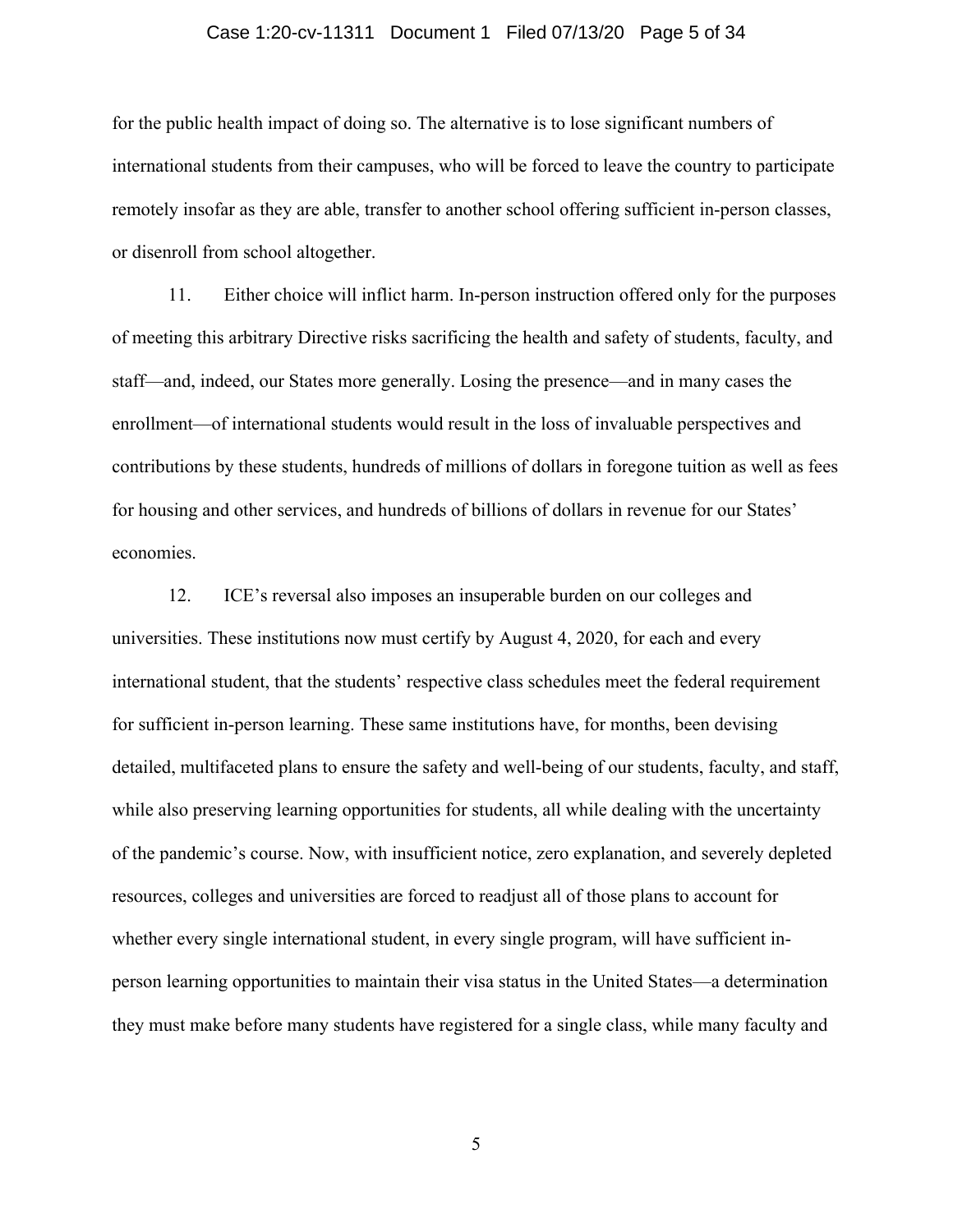for the public health impact of doing so. The alternative is to lose significant numbers of international students from their campuses, who will be forced to leave the country to participate remotely insofar as they are able, transfer to another school offering sufficient in-person classes, or disenroll from school altogether.

11. Either choice will inflict harm. In-person instruction offered only for the purposes of meeting this arbitrary Directive risks sacrificing the health and safety of students, faculty, and staff—and, indeed, our States more generally. Losing the presence—and in many cases the enrollment—of international students would result in the loss of invaluable perspectives and contributions by these students, hundreds of millions of dollars in foregone tuition as well as fees for housing and other services, and hundreds of billions of dollars in revenue for our States' economies.

12. ICE's reversal also imposes an insuperable burden on our colleges and universities. These institutions now must certify by August 4, 2020, for each and every international student, that the students' respective class schedules meet the federal requirement for sufficient in-person learning. These same institutions have, for months, been devising detailed, multifaceted plans to ensure the safety and well-being of our students, faculty, and staff, while also preserving learning opportunities for students, all while dealing with the uncertainty of the pandemic's course. Now, with insufficient notice, zero explanation, and severely depleted resources, colleges and universities are forced to readjust all of those plans to account for whether every single international student, in every single program, will have sufficient in-person learning opportunities to maintain their visa status in the United States—a determination they must make before many students have registered for a single class, while many faculty and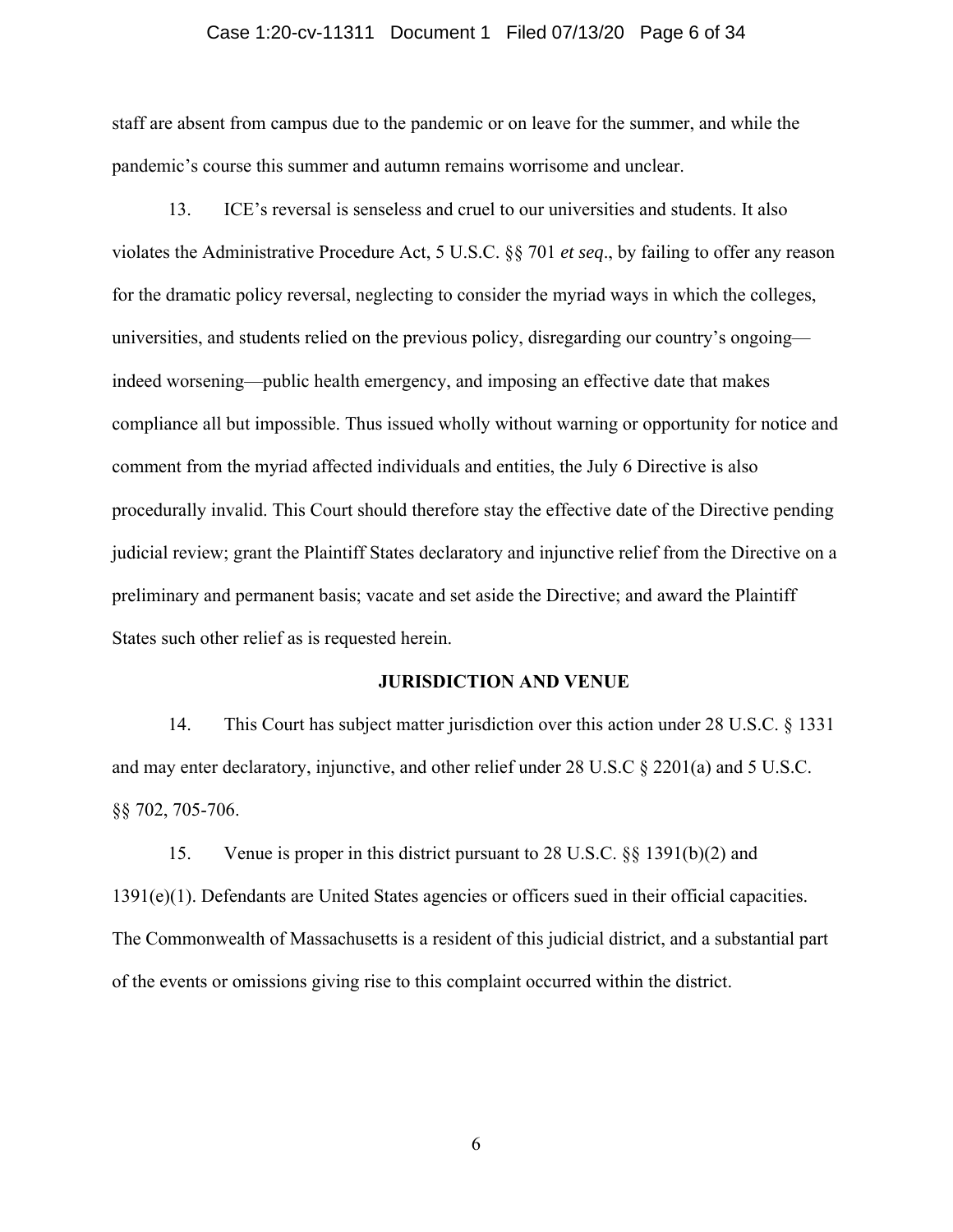staff are absent from campus due to the pandemic or on leave for the summer, and while the pandemic's course this summer and autumn remains worrisome and unclear.

13. ICE's reversal is senseless and cruel to our universities and students. It also violates the Administrative Procedure Act, 5 U.S.C. §§ 701 *et seq*., by failing to offer any reason for the dramatic policy reversal, neglecting to consider the myriad ways in which the colleges, universities, and students relied on the previous policy, disregarding our country's ongoing—indeed worsening—public health emergency, and imposing an effective date that makes compliance all but impossible. Thus issued wholly without warning or opportunity for notice and comment from the myriad affected individuals and entities, the July 6 Directive is also procedurally invalid. This Court should therefore stay the effective date of the Directive pending judicial review; grant the Plaintiff States declaratory and injunctive relief from the Directive on a preliminary and permanent basis; vacate and set aside the Directive; and award the Plaintiff States such other relief as is requested herein.

## JURISDICTION AND VENUE

14. This Court has subject matter jurisdiction over this action under 28 U.S.C. § 1331 and may enter declaratory, injunctive, and other relief under 28 U.S.C § 2201(a) and 5 U.S.C. §§ 702, 705-706.

15. Venue is proper in this district pursuant to 28 U.S.C. §§ 1391(b)(2) and 1391(e)(1). Defendants are United States agencies or officers sued in their official capacities. The Commonwealth of Massachusetts is a resident of this judicial district, and a substantial part of the events or omissions giving rise to this complaint occurred within the district.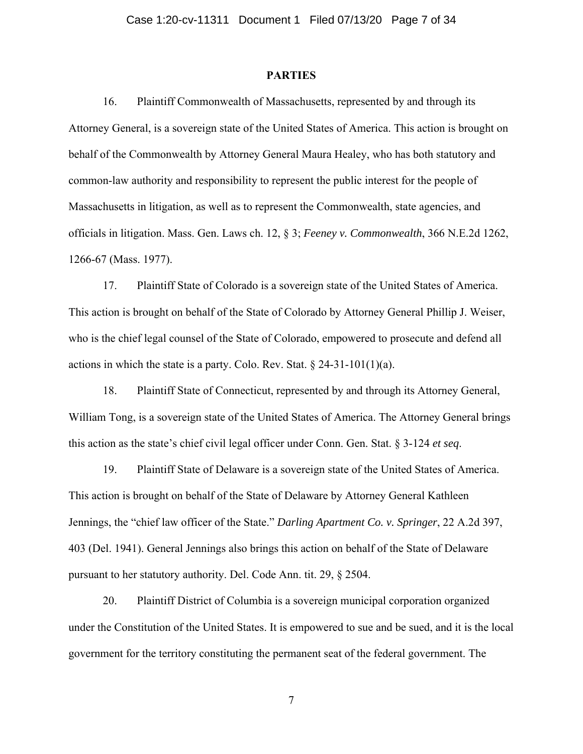## PARTIES

16. Plaintiff Commonwealth of Massachusetts, represented by and through its Attorney General, is a sovereign state of the United States of America. This action is brought on behalf of the Commonwealth by Attorney General Maura Healey, who has both statutory and common-law authority and responsibility to represent the public interest for the people of Massachusetts in litigation, as well as to represent the Commonwealth, state agencies, and officials in litigation. Mass. Gen. Laws ch. 12, § 3; *Feeney v. Commonwealth*, 366 N.E.2d 1262, 1266-67 (Mass. 1977).

17. Plaintiff State of Colorado is a sovereign state of the United States of America. This action is brought on behalf of the State of Colorado by Attorney General Phillip J. Weiser, who is the chief legal counsel of the State of Colorado, empowered to prosecute and defend all actions in which the state is a party. Colo. Rev. Stat. § 24-31-101(1)(a).

18. Plaintiff State of Connecticut, represented by and through its Attorney General, William Tong, is a sovereign state of the United States of America. The Attorney General brings this action as the state's chief civil legal officer under Conn. Gen. Stat. § 3-124 *et seq*.

19. Plaintiff State of Delaware is a sovereign state of the United States of America. This action is brought on behalf of the State of Delaware by Attorney General Kathleen Jennings, the "chief law officer of the State." *Darling Apartment Co. v. Springer*, 22 A.2d 397, 403 (Del. 1941). General Jennings also brings this action on behalf of the State of Delaware pursuant to her statutory authority. Del. Code Ann. tit. 29, § 2504.

20. Plaintiff District of Columbia is a sovereign municipal corporation organized under the Constitution of the United States. It is empowered to sue and be sued, and it is the local government for the territory constituting the permanent seat of the federal government. The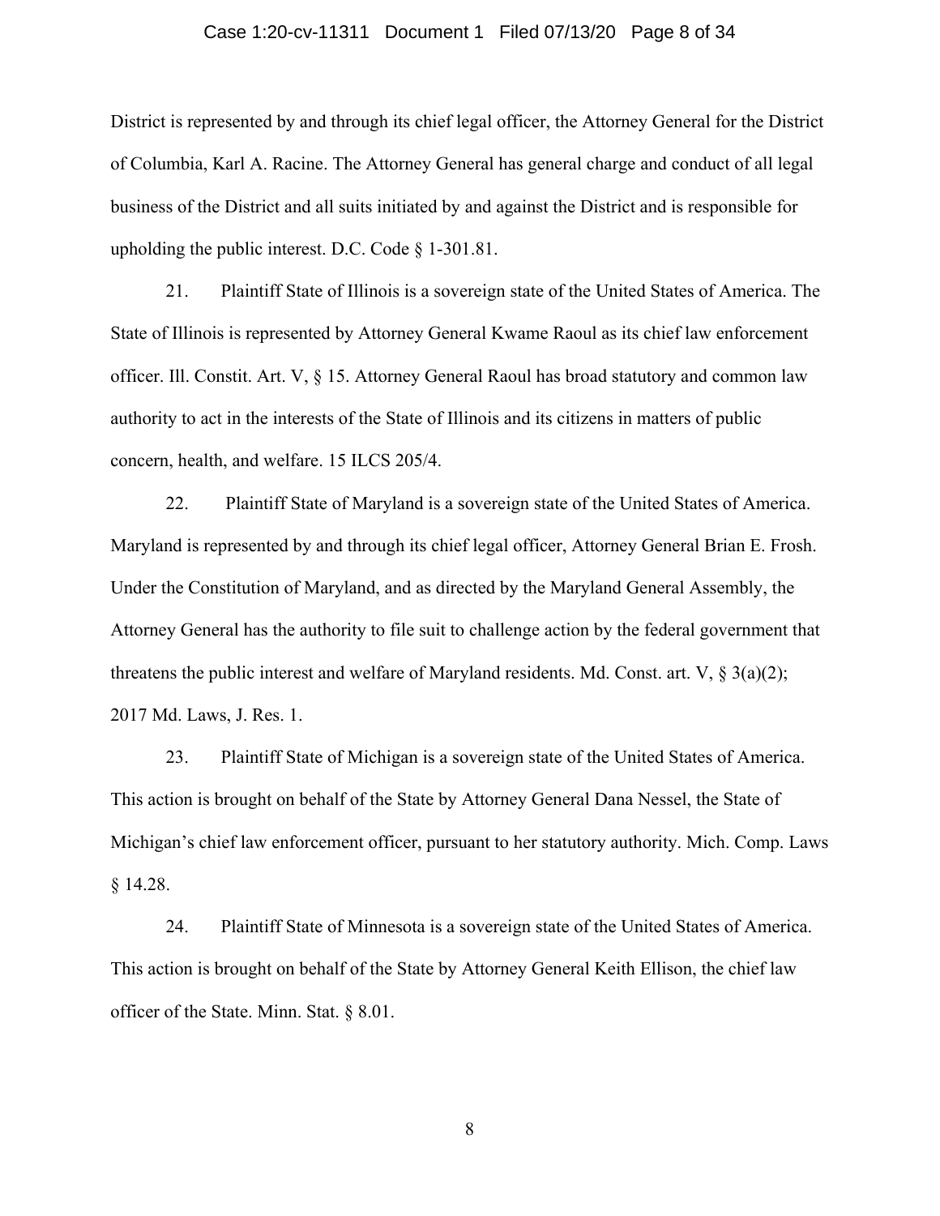District is represented by and through its chief legal officer, the Attorney General for the District of Columbia, Karl A. Racine. The Attorney General has general charge and conduct of all legal business of the District and all suits initiated by and against the District and is responsible for upholding the public interest. D.C. Code § 1-301.81.

21. Plaintiff State of Illinois is a sovereign state of the United States of America. The State of Illinois is represented by Attorney General Kwame Raoul as its chief law enforcement officer. Ill. Constit. Art. V, § 15. Attorney General Raoul has broad statutory and common law authority to act in the interests of the State of Illinois and its citizens in matters of public concern, health, and welfare. 15 ILCS 205/4.

22. Plaintiff State of Maryland is a sovereign state of the United States of America. Maryland is represented by and through its chief legal officer, Attorney General Brian E. Frosh. Under the Constitution of Maryland, and as directed by the Maryland General Assembly, the Attorney General has the authority to file suit to challenge action by the federal government that threatens the public interest and welfare of Maryland residents. Md. Const. art. V, § 3(a)(2); 2017 Md. Laws, J. Res. 1.

23. Plaintiff State of Michigan is a sovereign state of the United States of America. This action is brought on behalf of the State by Attorney General Dana Nessel, the State of Michigan's chief law enforcement officer, pursuant to her statutory authority. Mich. Comp. Laws § 14.28.

24. Plaintiff State of Minnesota is a sovereign state of the United States of America. This action is brought on behalf of the State by Attorney General Keith Ellison, the chief law officer of the State. Minn. Stat. § 8.01.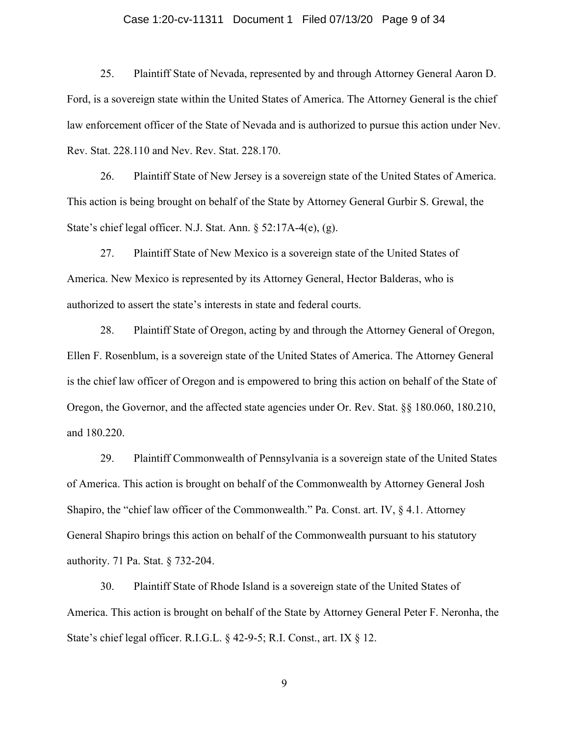25. Plaintiff State of Nevada, represented by and through Attorney General Aaron D. Ford, is a sovereign state within the United States of America. The Attorney General is the chief law enforcement officer of the State of Nevada and is authorized to pursue this action under Nev. Rev. Stat. 228.110 and Nev. Rev. Stat. 228.170.

26. Plaintiff State of New Jersey is a sovereign state of the United States of America. This action is being brought on behalf of the State by Attorney General Gurbir S. Grewal, the State's chief legal officer. N.J. Stat. Ann. § 52:17A-4(e), (g).

27. Plaintiff State of New Mexico is a sovereign state of the United States of America. New Mexico is represented by its Attorney General, Hector Balderas, who is authorized to assert the state's interests in state and federal courts.

28. Plaintiff State of Oregon, acting by and through the Attorney General of Oregon, Ellen F. Rosenblum, is a sovereign state of the United States of America. The Attorney General is the chief law officer of Oregon and is empowered to bring this action on behalf of the State of Oregon, the Governor, and the affected state agencies under Or. Rev. Stat. §§ 180.060, 180.210, and 180.220.

29. Plaintiff Commonwealth of Pennsylvania is a sovereign state of the United States of America. This action is brought on behalf of the Commonwealth by Attorney General Josh Shapiro, the "chief law officer of the Commonwealth." Pa. Const. art. IV, § 4.1. Attorney General Shapiro brings this action on behalf of the Commonwealth pursuant to his statutory authority. 71 Pa. Stat. § 732-204.

30. Plaintiff State of Rhode Island is a sovereign state of the United States of America. This action is brought on behalf of the State by Attorney General Peter F. Neronha, the State's chief legal officer. R.I.G.L. § 42-9-5; R.I. Const., art. IX § 12.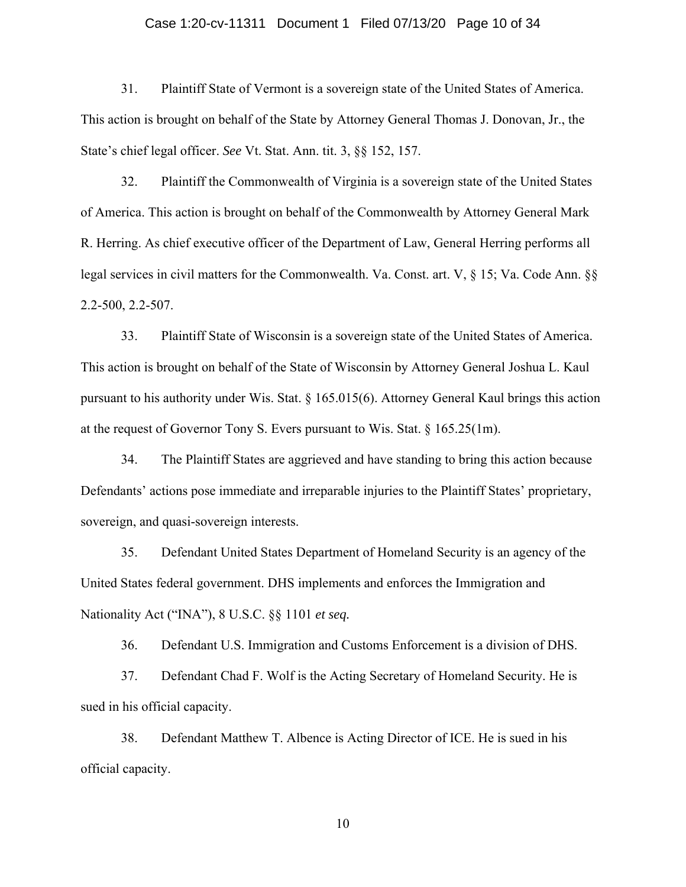31. Plaintiff State of Vermont is a sovereign state of the United States of America. This action is brought on behalf of the State by Attorney General Thomas J. Donovan, Jr., the State's chief legal officer. *See* Vt. Stat. Ann. tit. 3, §§ 152, 157.

32. Plaintiff the Commonwealth of Virginia is a sovereign state of the United States of America. This action is brought on behalf of the Commonwealth by Attorney General Mark R. Herring. As chief executive officer of the Department of Law, General Herring performs all legal services in civil matters for the Commonwealth. Va. Const. art. V, § 15; Va. Code Ann. §§ 2.2-500, 2.2-507.

33. Plaintiff State of Wisconsin is a sovereign state of the United States of America. This action is brought on behalf of the State of Wisconsin by Attorney General Joshua L. Kaul pursuant to his authority under Wis. Stat. § 165.015(6). Attorney General Kaul brings this action at the request of Governor Tony S. Evers pursuant to Wis. Stat. § 165.25(1m).

34. The Plaintiff States are aggrieved and have standing to bring this action because Defendants' actions pose immediate and irreparable injuries to the Plaintiff States' proprietary, sovereign, and quasi-sovereign interests.

35. Defendant United States Department of Homeland Security is an agency of the United States federal government. DHS implements and enforces the Immigration and Nationality Act ("INA"), 8 U.S.C. §§ 1101 *et seq.*

36. Defendant U.S. Immigration and Customs Enforcement is a division of DHS.

37. Defendant Chad F. Wolf is the Acting Secretary of Homeland Security. He is sued in his official capacity.

38. Defendant Matthew T. Albence is Acting Director of ICE. He is sued in his official capacity.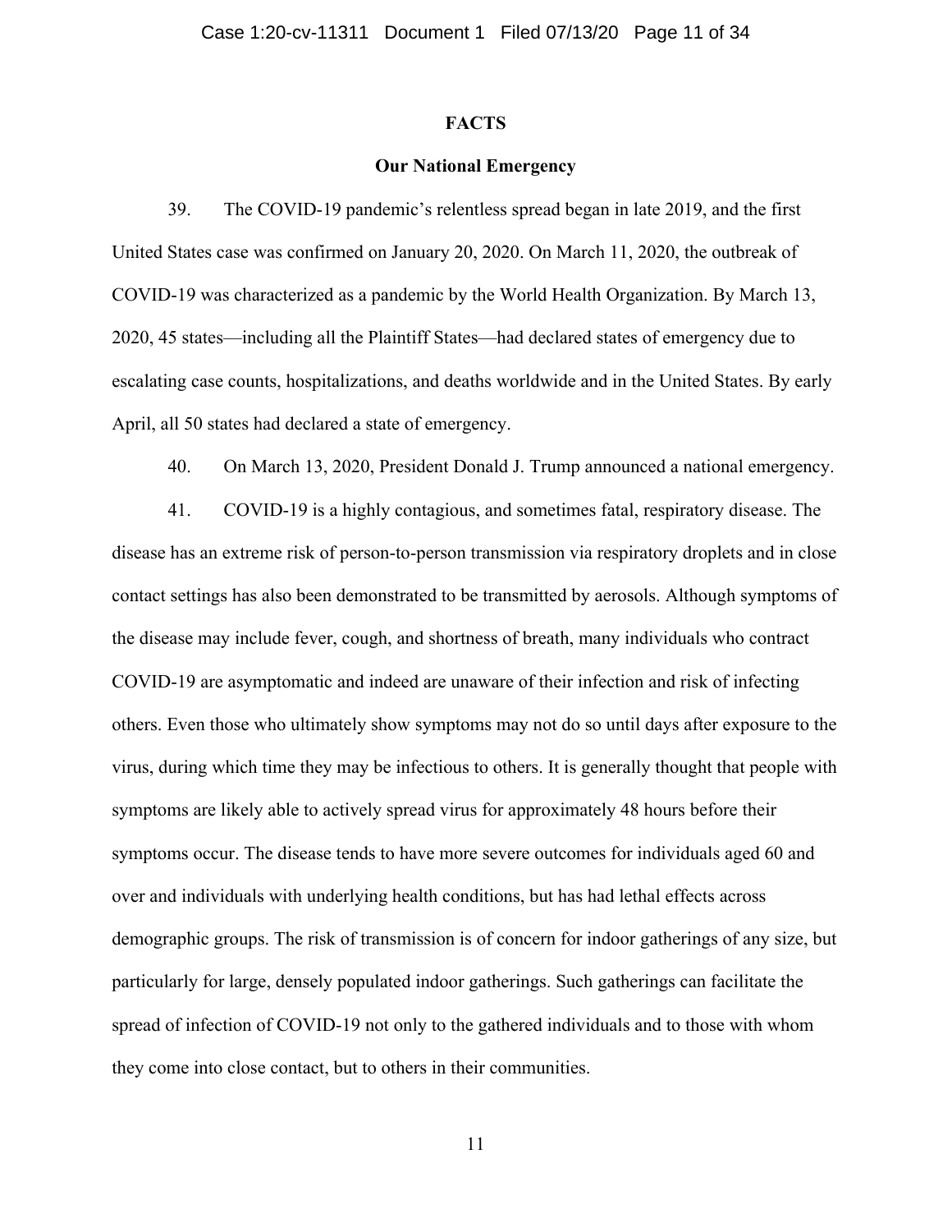## FACTS

### Our National Emergency

39. The COVID-19 pandemic's relentless spread began in late 2019, and the first United States case was confirmed on January 20, 2020. On March 11, 2020, the outbreak of COVID-19 was characterized as a pandemic by the World Health Organization. By March 13, 2020, 45 states—including all the Plaintiff States—had declared states of emergency due to escalating case counts, hospitalizations, and deaths worldwide and in the United States. By early April, all 50 states had declared a state of emergency.

40. On March 13, 2020, President Donald J. Trump announced a national emergency.

41. COVID-19 is a highly contagious, and sometimes fatal, respiratory disease. The disease has an extreme risk of person-to-person transmission via respiratory droplets and in close contact settings has also been demonstrated to be transmitted by aerosols. Although symptoms of the disease may include fever, cough, and shortness of breath, many individuals who contract COVID-19 are asymptomatic and indeed are unaware of their infection and risk of infecting others. Even those who ultimately show symptoms may not do so until days after exposure to the virus, during which time they may be infectious to others. It is generally thought that people with symptoms are likely able to actively spread virus for approximately 48 hours before their symptoms occur. The disease tends to have more severe outcomes for individuals aged 60 and over and individuals with underlying health conditions, but has had lethal effects across demographic groups. The risk of transmission is of concern for indoor gatherings of any size, but particularly for large, densely populated indoor gatherings. Such gatherings can facilitate the spread of infection of COVID-19 not only to the gathered individuals and to those with whom they come into close contact, but to others in their communities.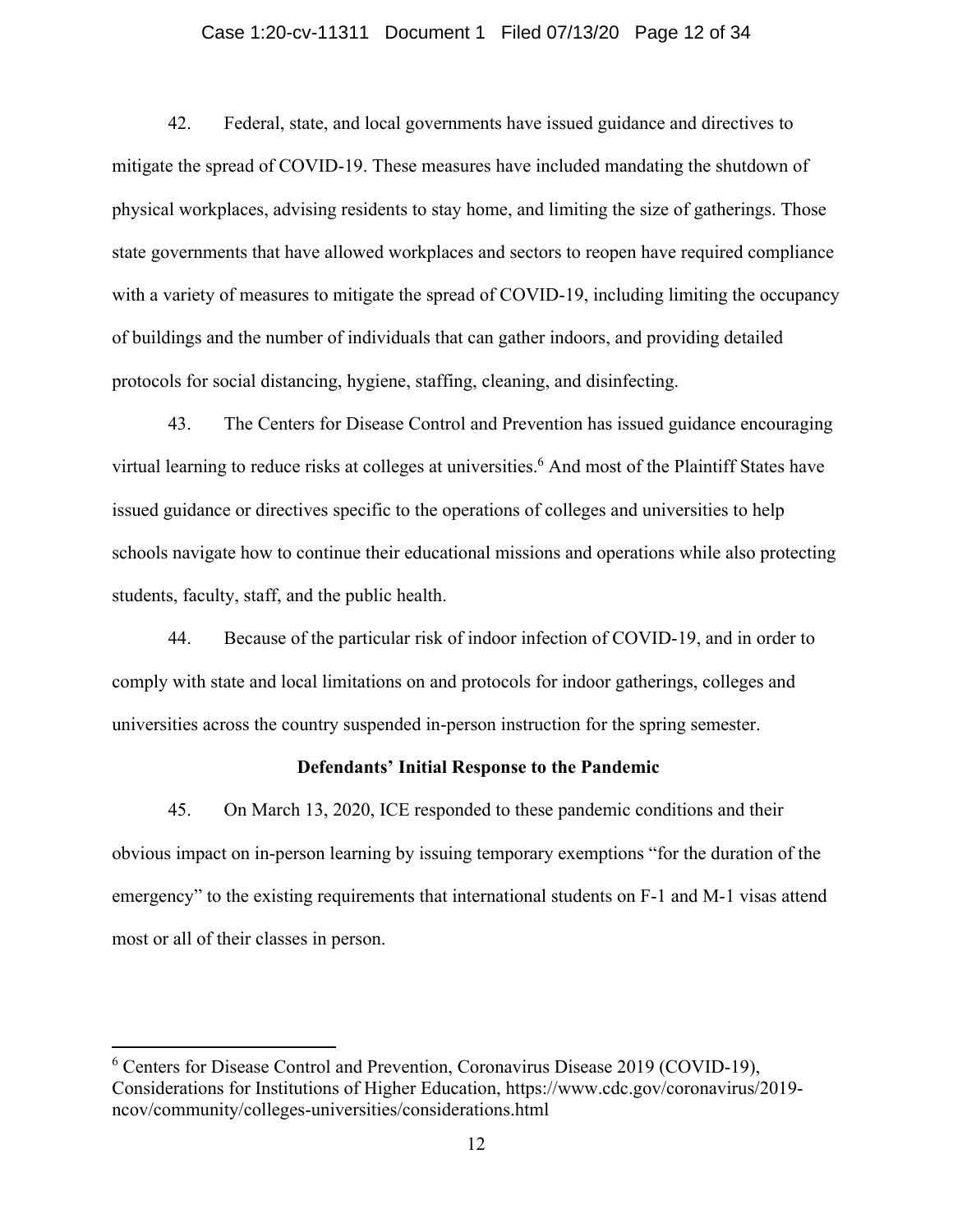42. Federal, state, and local governments have issued guidance and directives to mitigate the spread of COVID-19. These measures have included mandating the shutdown of physical workplaces, advising residents to stay home, and limiting the size of gatherings. Those state governments that have allowed workplaces and sectors to reopen have required compliance with a variety of measures to mitigate the spread of COVID-19, including limiting the occupancy of buildings and the number of individuals that can gather indoors, and providing detailed protocols for social distancing, hygiene, staffing, cleaning, and disinfecting.

43. The Centers for Disease Control and Prevention has issued guidance encouraging virtual learning to reduce risks at colleges at universities.[6] And most of the Plaintiff States have issued guidance or directives specific to the operations of colleges and universities to help schools navigate how to continue their educational missions and operations while also protecting students, faculty, staff, and the public health.

44. Because of the particular risk of indoor infection of COVID-19, and in order to comply with state and local limitations on and protocols for indoor gatherings, colleges and universities across the country suspended in-person instruction for the spring semester.

**Defendants' Initial Response to the Pandemic**

45. On March 13, 2020, ICE responded to these pandemic conditions and their obvious impact on in-person learning by issuing temporary exemptions "for the duration of the emergency" to the existing requirements that international students on F-1 and M-1 visas attend most or all of their classes in person.

---

[6] Centers for Disease Control and Prevention, Coronavirus Disease 2019 (COVID-19), Considerations for Institutions of Higher Education, https://www.cdc.gov/coronavirus/2019-ncov/community/colleges-universities/considerations.html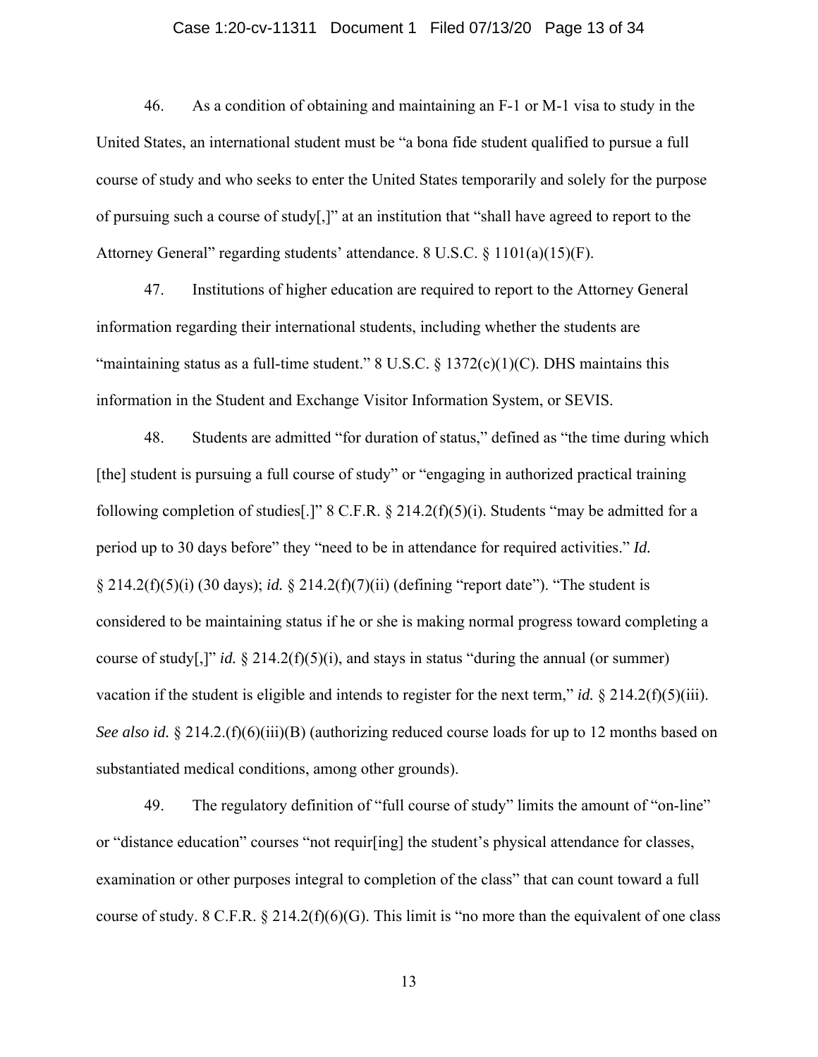46. As a condition of obtaining and maintaining an F-1 or M-1 visa to study in the United States, an international student must be "a bona fide student qualified to pursue a full course of study and who seeks to enter the United States temporarily and solely for the purpose of pursuing such a course of study[,]" at an institution that "shall have agreed to report to the Attorney General" regarding students' attendance. 8 U.S.C. § 1101(a)(15)(F).

47. Institutions of higher education are required to report to the Attorney General information regarding their international students, including whether the students are "maintaining status as a full-time student." 8 U.S.C. § 1372(c)(1)(C). DHS maintains this information in the Student and Exchange Visitor Information System, or SEVIS.

48. Students are admitted "for duration of status," defined as "the time during which [the] student is pursuing a full course of study" or "engaging in authorized practical training following completion of studies[.]" 8 C.F.R. § 214.2(f)(5)(i). Students "may be admitted for a period up to 30 days before" they "need to be in attendance for required activities." *Id.* § 214.2(f)(5)(i) (30 days); *id.* § 214.2(f)(7)(ii) (defining "report date"). "The student is considered to be maintaining status if he or she is making normal progress toward completing a course of study[,]" *id.* § 214.2(f)(5)(i), and stays in status "during the annual (or summer) vacation if the student is eligible and intends to register for the next term," *id.* § 214.2(f)(5)(iii). *See also id.* § 214.2.(f)(6)(iii)(B) (authorizing reduced course loads for up to 12 months based on substantiated medical conditions, among other grounds).

49. The regulatory definition of "full course of study" limits the amount of "on-line" or "distance education" courses "not requir[ing] the student's physical attendance for classes, examination or other purposes integral to completion of the class" that can count toward a full course of study. 8 C.F.R. § 214.2(f)(6)(G). This limit is "no more than the equivalent of one class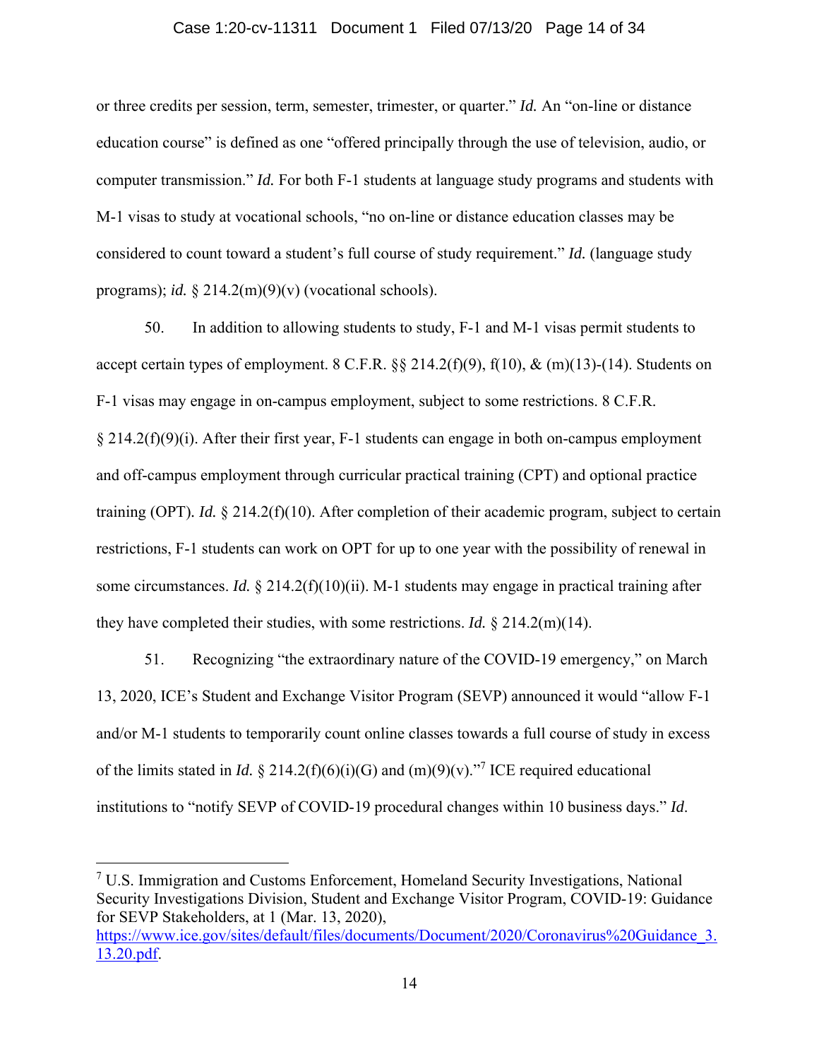or three credits per session, term, semester, trimester, or quarter." *Id.* An "on-line or distance education course" is defined as one "offered principally through the use of television, audio, or computer transmission." *Id.* For both F-1 students at language study programs and students with M-1 visas to study at vocational schools, "no on-line or distance education classes may be considered to count toward a student's full course of study requirement." *Id.* (language study programs); *id.* § 214.2(m)(9)(v) (vocational schools).

50. In addition to allowing students to study, F-1 and M-1 visas permit students to accept certain types of employment. 8 C.F.R. §§ 214.2(f)(9), f(10), & (m)(13)-(14). Students on F-1 visas may engage in on-campus employment, subject to some restrictions. 8 C.F.R. § 214.2(f)(9)(i). After their first year, F-1 students can engage in both on-campus employment and off-campus employment through curricular practical training (CPT) and optional practice training (OPT). *Id.* § 214.2(f)(10). After completion of their academic program, subject to certain restrictions, F-1 students can work on OPT for up to one year with the possibility of renewal in some circumstances. *Id.* § 214.2(f)(10)(ii). M-1 students may engage in practical training after they have completed their studies, with some restrictions. *Id.* § 214.2(m)(14).

51. Recognizing "the extraordinary nature of the COVID-19 emergency," on March 13, 2020, ICE's Student and Exchange Visitor Program (SEVP) announced it would "allow F-1 and/or M-1 students to temporarily count online classes towards a full course of study in excess of the limits stated in *Id.* § 214.2(f)(6)(i)(G) and (m)(9)(v)."[7] ICE required educational institutions to "notify SEVP of COVID-19 procedural changes within 10 business days." *Id.*

---

[7] U.S. Immigration and Customs Enforcement, Homeland Security Investigations, National Security Investigations Division, Student and Exchange Visitor Program, COVID-19: Guidance for SEVP Stakeholders, at 1 (Mar. 13, 2020), https://www.ice.gov/sites/default/files/documents/Document/2020/Coronavirus%20Guidance_3.13.20.pdf.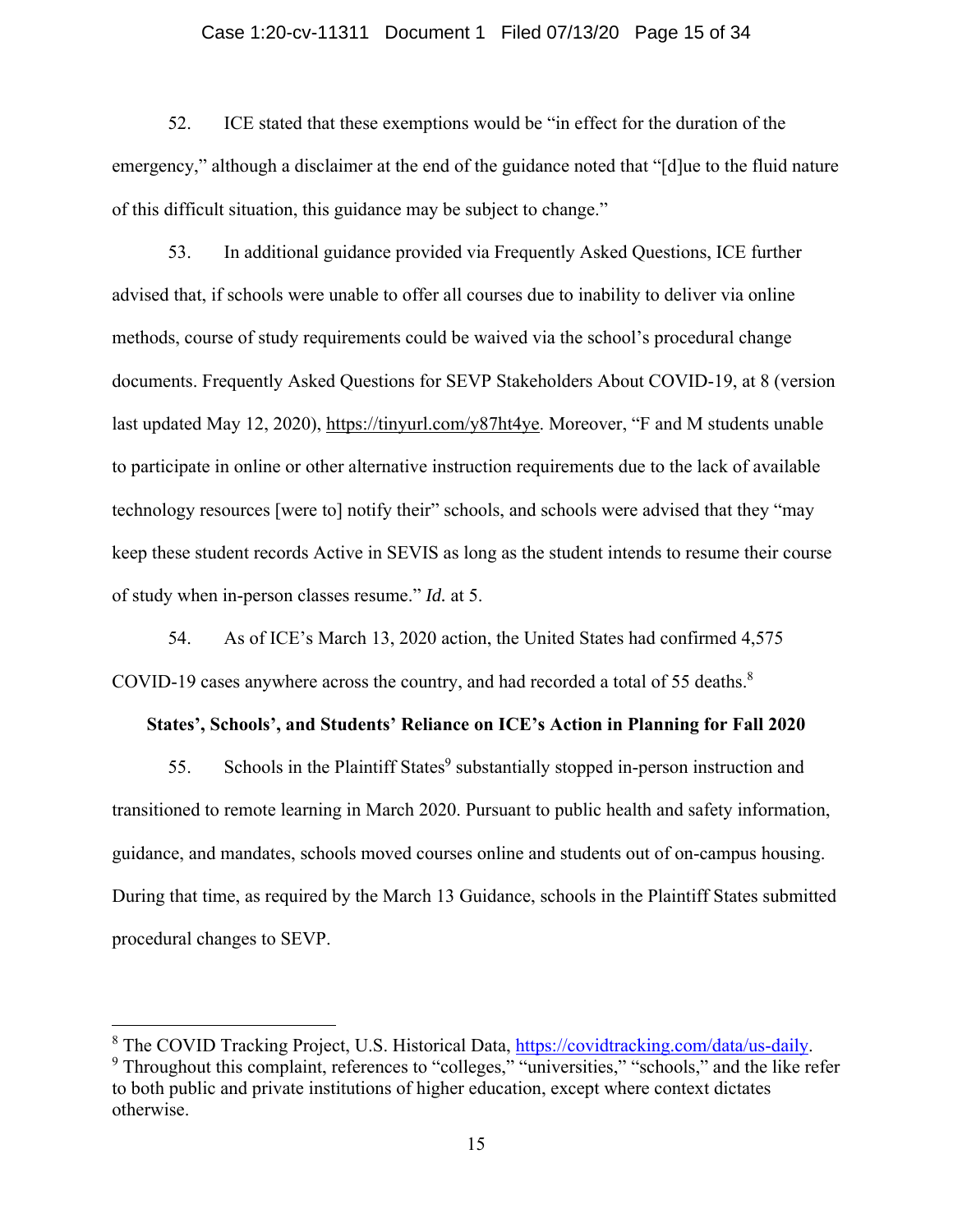52. ICE stated that these exemptions would be "in effect for the duration of the emergency," although a disclaimer at the end of the guidance noted that "[d]ue to the fluid nature of this difficult situation, this guidance may be subject to change."

53. In additional guidance provided via Frequently Asked Questions, ICE further advised that, if schools were unable to offer all courses due to inability to deliver via online methods, course of study requirements could be waived via the school's procedural change documents. Frequently Asked Questions for SEVP Stakeholders About COVID-19, at 8 (version last updated May 12, 2020), https://tinyurl.com/y87ht4ye. Moreover, "F and M students unable to participate in online or other alternative instruction requirements due to the lack of available technology resources [were to] notify their" schools, and schools were advised that they "may keep these student records Active in SEVIS as long as the student intends to resume their course of study when in-person classes resume." *Id.* at 5.

54. As of ICE's March 13, 2020 action, the United States had confirmed 4,575 COVID-19 cases anywhere across the country, and had recorded a total of 55 deaths.[8]

**States', Schools', and Students' Reliance on ICE's Action in Planning for Fall 2020**

55. Schools in the Plaintiff States[9] substantially stopped in-person instruction and transitioned to remote learning in March 2020. Pursuant to public health and safety information, guidance, and mandates, schools moved courses online and students out of on-campus housing. During that time, as required by the March 13 Guidance, schools in the Plaintiff States submitted procedural changes to SEVP.

---

[8] The COVID Tracking Project, U.S. Historical Data, https://covidtracking.com/data/us-daily.

[9] Throughout this complaint, references to "colleges," "universities," "schools," and the like refer to both public and private institutions of higher education, except where context dictates otherwise.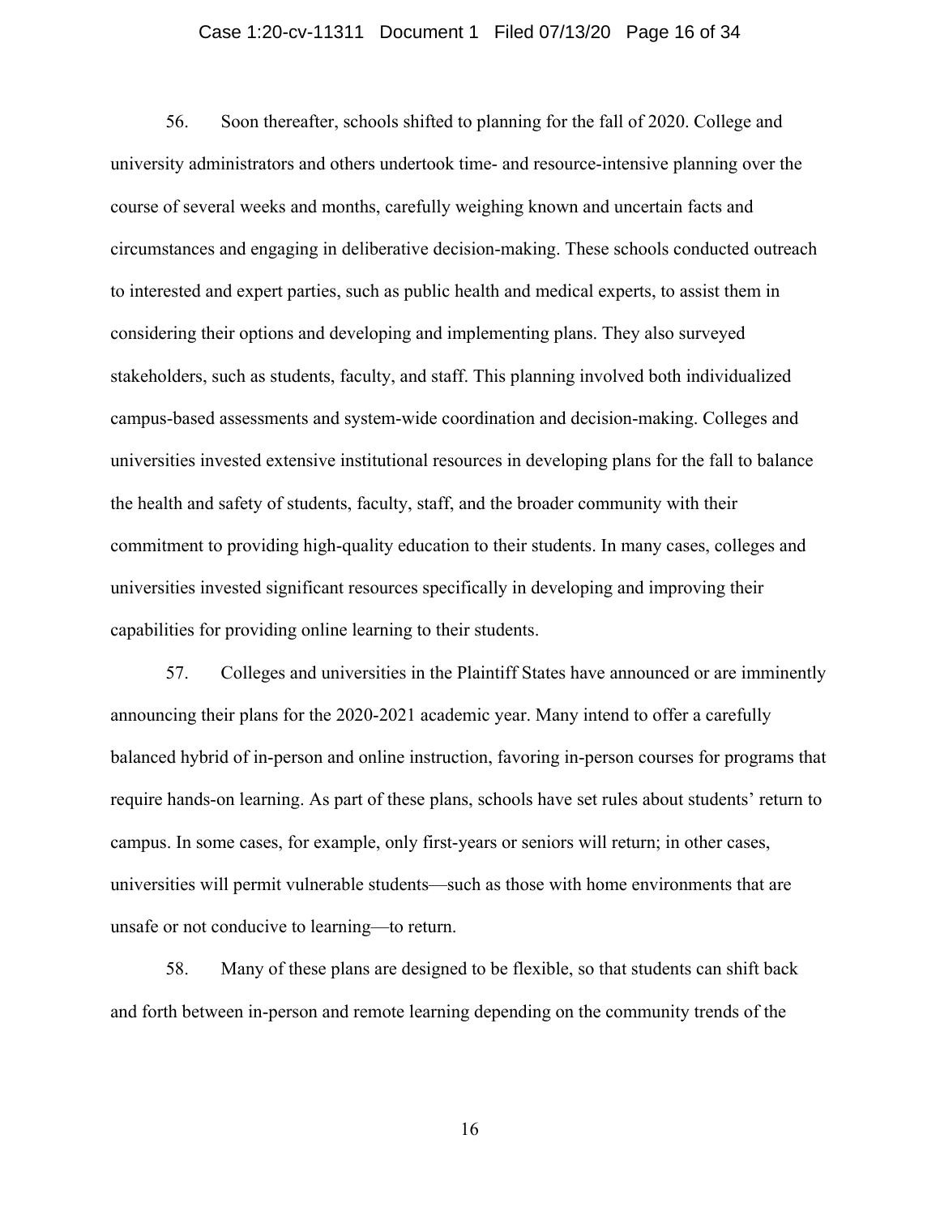56. Soon thereafter, schools shifted to planning for the fall of 2020. College and university administrators and others undertook time- and resource-intensive planning over the course of several weeks and months, carefully weighing known and uncertain facts and circumstances and engaging in deliberative decision-making. These schools conducted outreach to interested and expert parties, such as public health and medical experts, to assist them in considering their options and developing and implementing plans. They also surveyed stakeholders, such as students, faculty, and staff. This planning involved both individualized campus-based assessments and system-wide coordination and decision-making. Colleges and universities invested extensive institutional resources in developing plans for the fall to balance the health and safety of students, faculty, staff, and the broader community with their commitment to providing high-quality education to their students. In many cases, colleges and universities invested significant resources specifically in developing and improving their capabilities for providing online learning to their students.

57. Colleges and universities in the Plaintiff States have announced or are imminently announcing their plans for the 2020-2021 academic year. Many intend to offer a carefully balanced hybrid of in-person and online instruction, favoring in-person courses for programs that require hands-on learning. As part of these plans, schools have set rules about students' return to campus. In some cases, for example, only first-years or seniors will return; in other cases, universities will permit vulnerable students—such as those with home environments that are unsafe or not conducive to learning—to return.

58. Many of these plans are designed to be flexible, so that students can shift back and forth between in-person and remote learning depending on the community trends of the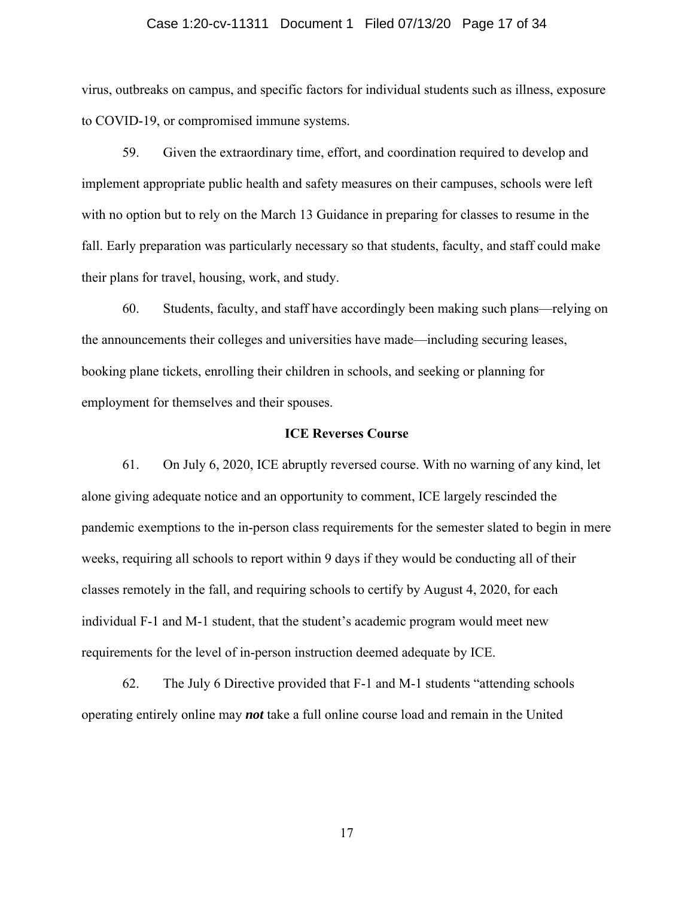virus, outbreaks on campus, and specific factors for individual students such as illness, exposure to COVID-19, or compromised immune systems.

59. Given the extraordinary time, effort, and coordination required to develop and implement appropriate public health and safety measures on their campuses, schools were left with no option but to rely on the March 13 Guidance in preparing for classes to resume in the fall. Early preparation was particularly necessary so that students, faculty, and staff could make their plans for travel, housing, work, and study.

60. Students, faculty, and staff have accordingly been making such plans—relying on the announcements their colleges and universities have made—including securing leases, booking plane tickets, enrolling their children in schools, and seeking or planning for employment for themselves and their spouses.

**ICE Reverses Course**

61. On July 6, 2020, ICE abruptly reversed course. With no warning of any kind, let alone giving adequate notice and an opportunity to comment, ICE largely rescinded the pandemic exemptions to the in-person class requirements for the semester slated to begin in mere weeks, requiring all schools to report within 9 days if they would be conducting all of their classes remotely in the fall, and requiring schools to certify by August 4, 2020, for each individual F-1 and M-1 student, that the student's academic program would meet new requirements for the level of in-person instruction deemed adequate by ICE.

62. The July 6 Directive provided that F-1 and M-1 students "attending schools operating entirely online may ***not*** take a full online course load and remain in the United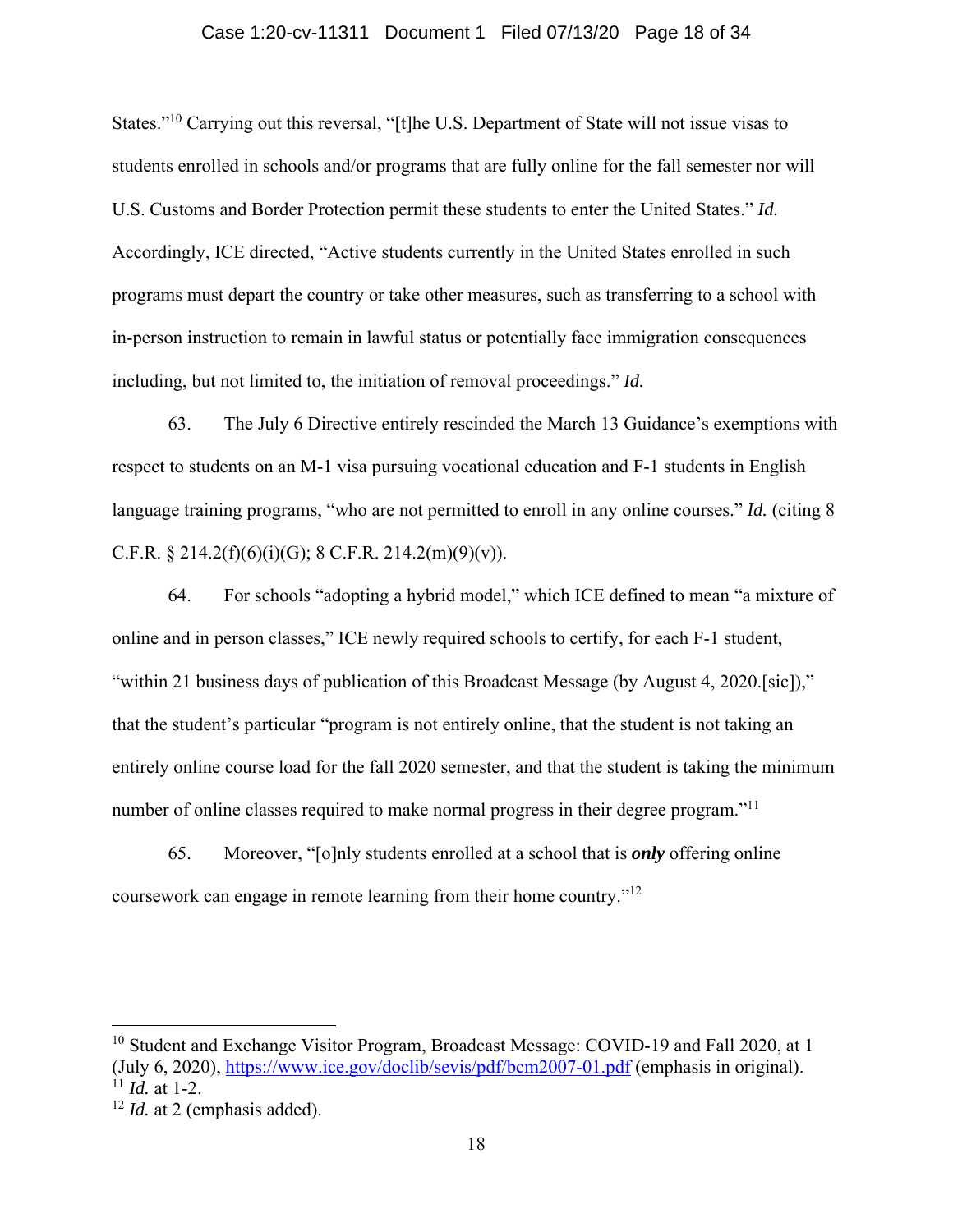States."[10] Carrying out this reversal, "[t]he U.S. Department of State will not issue visas to students enrolled in schools and/or programs that are fully online for the fall semester nor will U.S. Customs and Border Protection permit these students to enter the United States." *Id.* Accordingly, ICE directed, "Active students currently in the United States enrolled in such programs must depart the country or take other measures, such as transferring to a school with in-person instruction to remain in lawful status or potentially face immigration consequences including, but not limited to, the initiation of removal proceedings." *Id.*

63. The July 6 Directive entirely rescinded the March 13 Guidance's exemptions with respect to students on an M-1 visa pursuing vocational education and F-1 students in English language training programs, "who are not permitted to enroll in any online courses." *Id.* (citing 8 C.F.R. § 214.2(f)(6)(i)(G); 8 C.F.R. 214.2(m)(9)(v)).

64. For schools "adopting a hybrid model," which ICE defined to mean "a mixture of online and in person classes," ICE newly required schools to certify, for each F-1 student, "within 21 business days of publication of this Broadcast Message (by August 4, 2020.[sic])," that the student's particular "program is not entirely online, that the student is not taking an entirely online course load for the fall 2020 semester, and that the student is taking the minimum number of online classes required to make normal progress in their degree program."[11]

65. Moreover, "[o]nly students enrolled at a school that is ***only*** offering online coursework can engage in remote learning from their home country."[12]

---

[10] Student and Exchange Visitor Program, Broadcast Message: COVID-19 and Fall 2020, at 1 (July 6, 2020), https://www.ice.gov/doclib/sevis/pdf/bcm2007-01.pdf (emphasis in original).
[11] *Id.* at 1-2.
[12] *Id.* at 2 (emphasis added).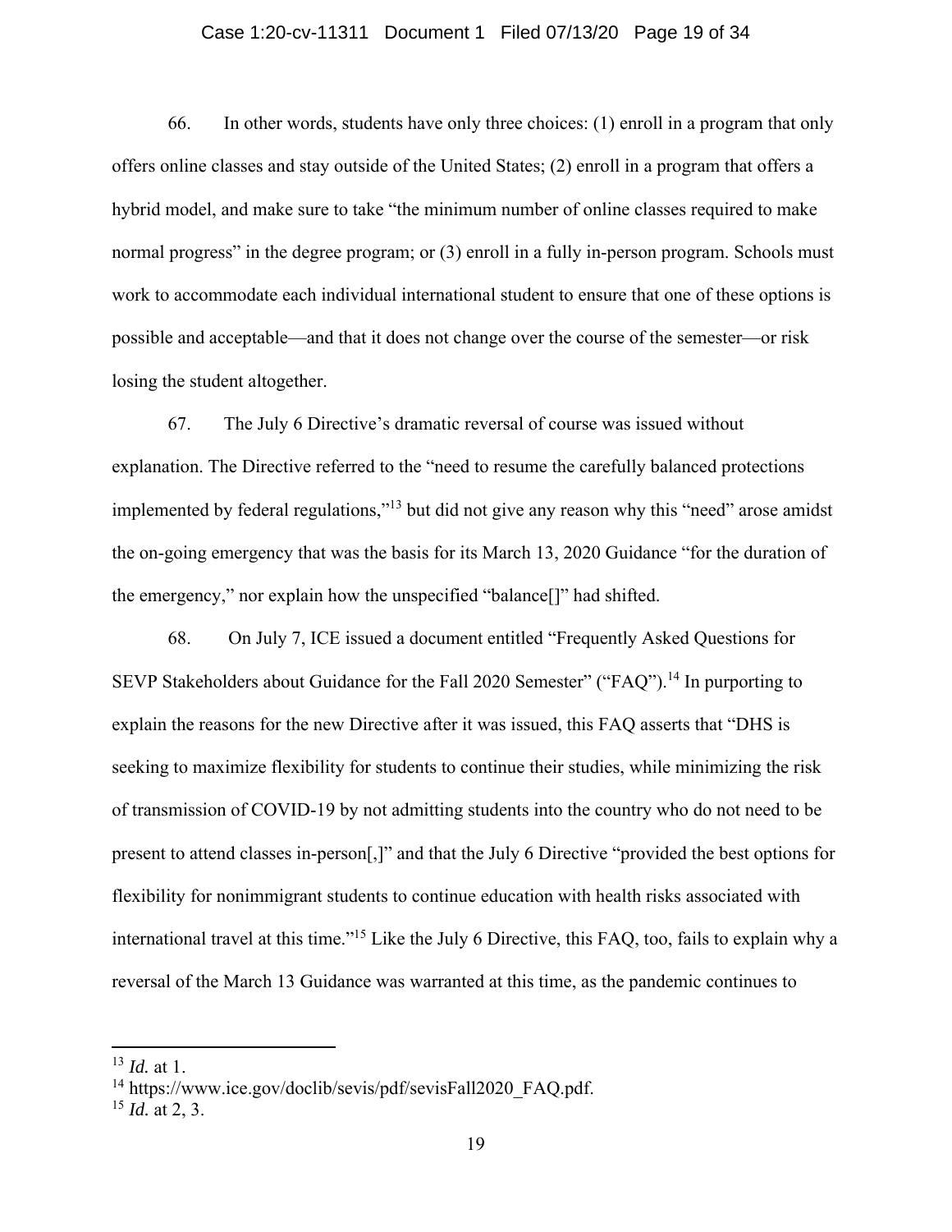66. In other words, students have only three choices: (1) enroll in a program that only offers online classes and stay outside of the United States; (2) enroll in a program that offers a hybrid model, and make sure to take "the minimum number of online classes required to make normal progress" in the degree program; or (3) enroll in a fully in-person program. Schools must work to accommodate each individual international student to ensure that one of these options is possible and acceptable—and that it does not change over the course of the semester—or risk losing the student altogether.

67. The July 6 Directive's dramatic reversal of course was issued without explanation. The Directive referred to the "need to resume the carefully balanced protections implemented by federal regulations,"[13] but did not give any reason why this "need" arose amidst the on-going emergency that was the basis for its March 13, 2020 Guidance "for the duration of the emergency," nor explain how the unspecified "balance[]" had shifted.

68. On July 7, ICE issued a document entitled "Frequently Asked Questions for SEVP Stakeholders about Guidance for the Fall 2020 Semester" ("FAQ").[14] In purporting to explain the reasons for the new Directive after it was issued, this FAQ asserts that "DHS is seeking to maximize flexibility for students to continue their studies, while minimizing the risk of transmission of COVID-19 by not admitting students into the country who do not need to be present to attend classes in-person[,]" and that the July 6 Directive "provided the best options for flexibility for nonimmigrant students to continue education with health risks associated with international travel at this time."[15] Like the July 6 Directive, this FAQ, too, fails to explain why a reversal of the March 13 Guidance was warranted at this time, as the pandemic continues to

---

[13] *Id.* at 1.

[14] https://www.ice.gov/doclib/sevis/pdf/sevisFall2020_FAQ.pdf.

[15] *Id.* at 2, 3.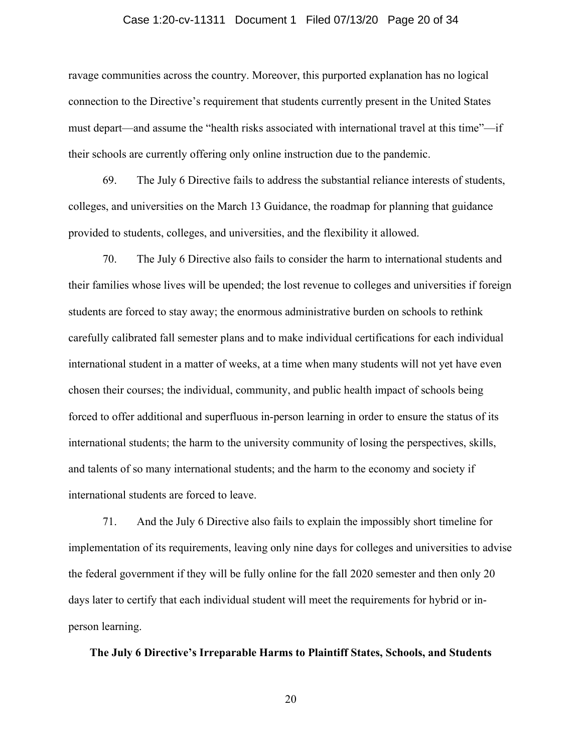ravage communities across the country. Moreover, this purported explanation has no logical connection to the Directive's requirement that students currently present in the United States must depart—and assume the "health risks associated with international travel at this time"—if their schools are currently offering only online instruction due to the pandemic.

69. The July 6 Directive fails to address the substantial reliance interests of students, colleges, and universities on the March 13 Guidance, the roadmap for planning that guidance provided to students, colleges, and universities, and the flexibility it allowed.

70. The July 6 Directive also fails to consider the harm to international students and their families whose lives will be upended; the lost revenue to colleges and universities if foreign students are forced to stay away; the enormous administrative burden on schools to rethink carefully calibrated fall semester plans and to make individual certifications for each individual international student in a matter of weeks, at a time when many students will not yet have even chosen their courses; the individual, community, and public health impact of schools being forced to offer additional and superfluous in-person learning in order to ensure the status of its international students; the harm to the university community of losing the perspectives, skills, and talents of so many international students; and the harm to the economy and society if international students are forced to leave.

71. And the July 6 Directive also fails to explain the impossibly short timeline for implementation of its requirements, leaving only nine days for colleges and universities to advise the federal government if they will be fully online for the fall 2020 semester and then only 20 days later to certify that each individual student will meet the requirements for hybrid or in-person learning.

**The July 6 Directive's Irreparable Harms to Plaintiff States, Schools, and Students**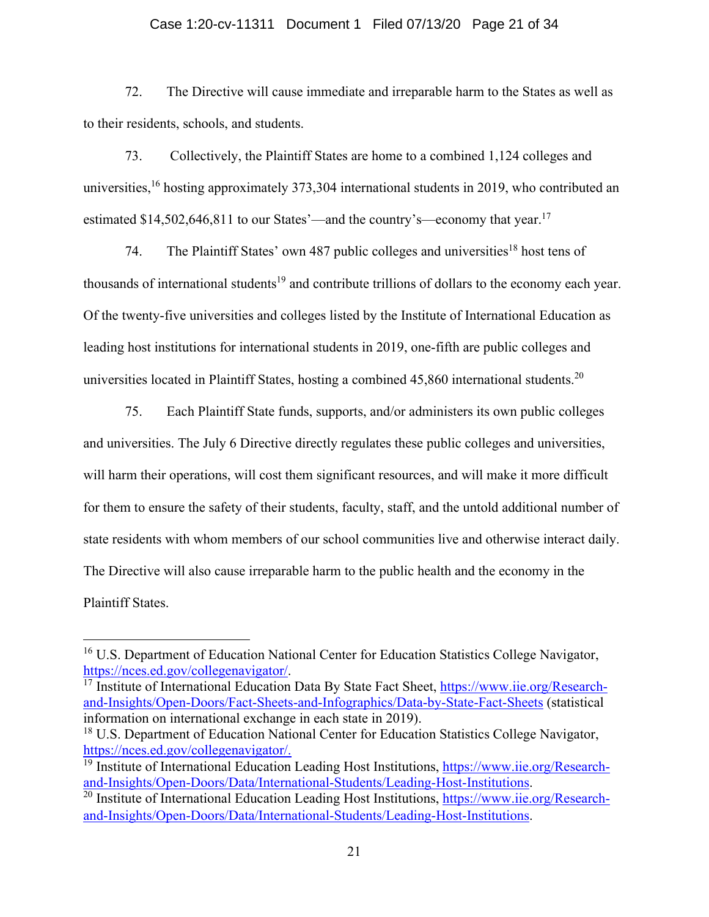72. The Directive will cause immediate and irreparable harm to the States as well as to their residents, schools, and students.

73. Collectively, the Plaintiff States are home to a combined 1,124 colleges and universities,[16] hosting approximately 373,304 international students in 2019, who contributed an estimated $14,502,646,811 to our States'—and the country's—economy that year.[17]

74. The Plaintiff States' own 487 public colleges and universities[18] host tens of thousands of international students[19] and contribute trillions of dollars to the economy each year. Of the twenty-five universities and colleges listed by the Institute of International Education as leading host institutions for international students in 2019, one-fifth are public colleges and universities located in Plaintiff States, hosting a combined 45,860 international students.[20]

75. Each Plaintiff State funds, supports, and/or administers its own public colleges and universities. The July 6 Directive directly regulates these public colleges and universities, will harm their operations, will cost them significant resources, and will make it more difficult for them to ensure the safety of their students, faculty, staff, and the untold additional number of state residents with whom members of our school communities live and otherwise interact daily. The Directive will also cause irreparable harm to the public health and the economy in the Plaintiff States.

---

[16] U.S. Department of Education National Center for Education Statistics College Navigator, https://nces.ed.gov/collegenavigator/.

[17] Institute of International Education Data By State Fact Sheet, https://www.iie.org/Research-and-Insights/Open-Doors/Fact-Sheets-and-Infographics/Data-by-State-Fact-Sheets (statistical information on international exchange in each state in 2019).

[18] U.S. Department of Education National Center for Education Statistics College Navigator, https://nces.ed.gov/collegenavigator/.

[19] Institute of International Education Leading Host Institutions, https://www.iie.org/Research-and-Insights/Open-Doors/Data/International-Students/Leading-Host-Institutions.

[20] Institute of International Education Leading Host Institutions, https://www.iie.org/Research-and-Insights/Open-Doors/Data/International-Students/Leading-Host-Institutions.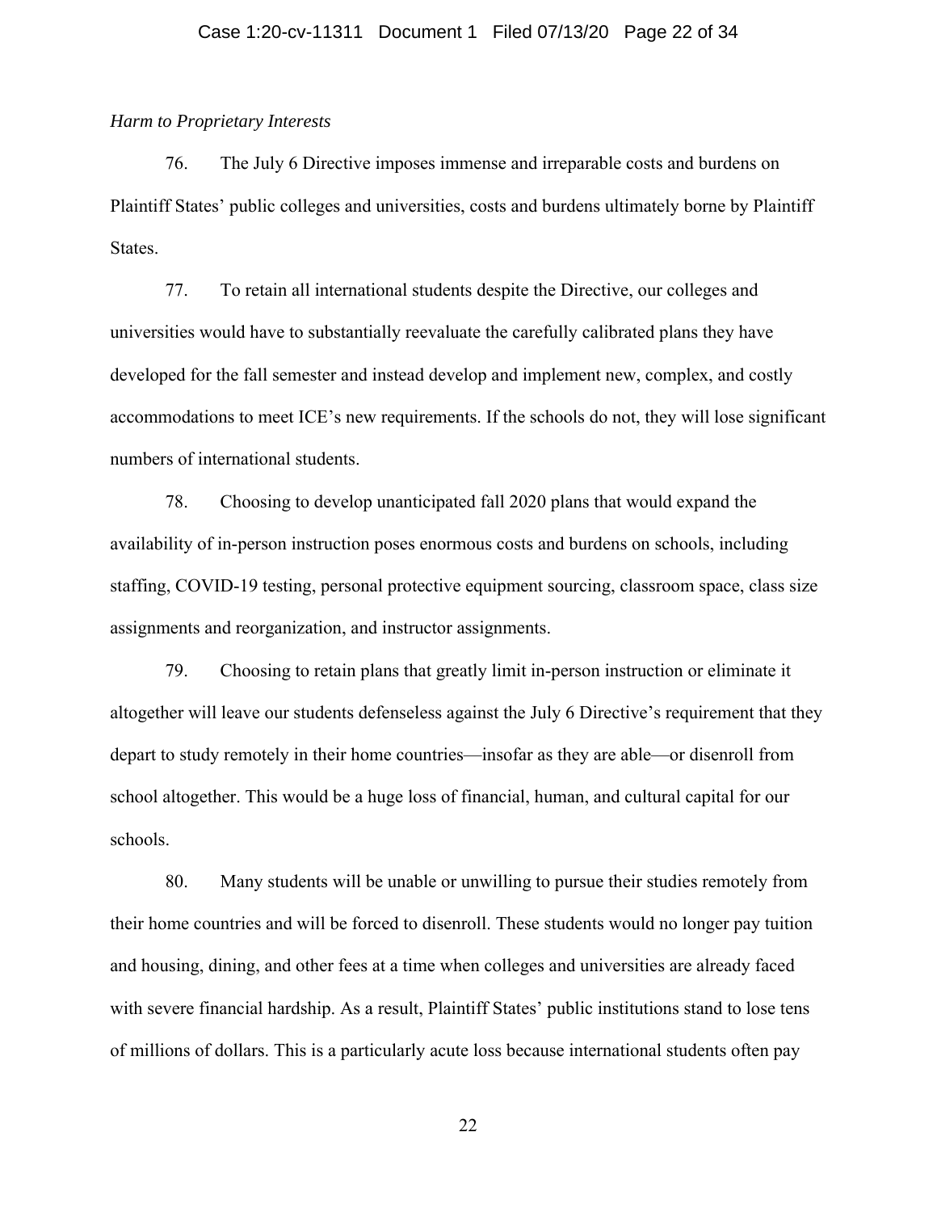*Harm to Proprietary Interests*

76. The July 6 Directive imposes immense and irreparable costs and burdens on Plaintiff States' public colleges and universities, costs and burdens ultimately borne by Plaintiff States.

77. To retain all international students despite the Directive, our colleges and universities would have to substantially reevaluate the carefully calibrated plans they have developed for the fall semester and instead develop and implement new, complex, and costly accommodations to meet ICE's new requirements. If the schools do not, they will lose significant numbers of international students.

78. Choosing to develop unanticipated fall 2020 plans that would expand the availability of in-person instruction poses enormous costs and burdens on schools, including staffing, COVID-19 testing, personal protective equipment sourcing, classroom space, class size assignments and reorganization, and instructor assignments.

79. Choosing to retain plans that greatly limit in-person instruction or eliminate it altogether will leave our students defenseless against the July 6 Directive's requirement that they depart to study remotely in their home countries—insofar as they are able—or disenroll from school altogether. This would be a huge loss of financial, human, and cultural capital for our schools.

80. Many students will be unable or unwilling to pursue their studies remotely from their home countries and will be forced to disenroll. These students would no longer pay tuition and housing, dining, and other fees at a time when colleges and universities are already faced with severe financial hardship. As a result, Plaintiff States' public institutions stand to lose tens of millions of dollars. This is a particularly acute loss because international students often pay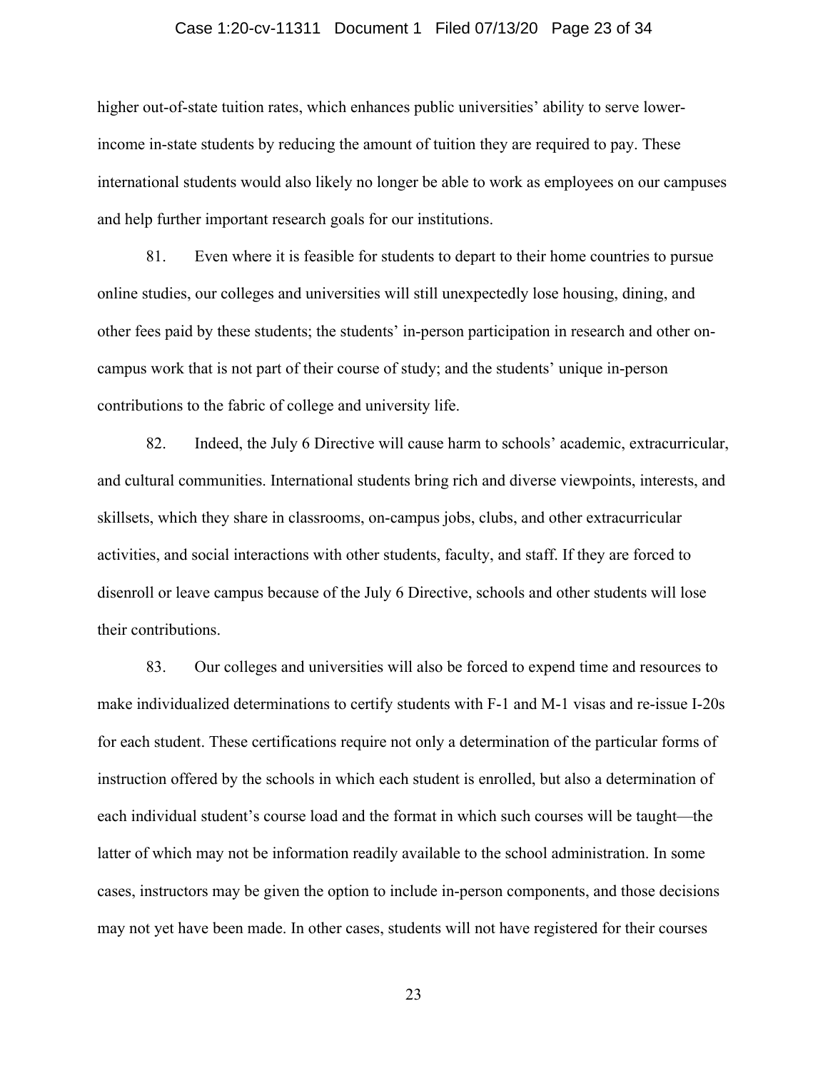higher out-of-state tuition rates, which enhances public universities' ability to serve lower-income in-state students by reducing the amount of tuition they are required to pay. These international students would also likely no longer be able to work as employees on our campuses and help further important research goals for our institutions.

81. Even where it is feasible for students to depart to their home countries to pursue online studies, our colleges and universities will still unexpectedly lose housing, dining, and other fees paid by these students; the students' in-person participation in research and other on-campus work that is not part of their course of study; and the students' unique in-person contributions to the fabric of college and university life.

82. Indeed, the July 6 Directive will cause harm to schools' academic, extracurricular, and cultural communities. International students bring rich and diverse viewpoints, interests, and skillsets, which they share in classrooms, on-campus jobs, clubs, and other extracurricular activities, and social interactions with other students, faculty, and staff. If they are forced to disenroll or leave campus because of the July 6 Directive, schools and other students will lose their contributions.

83. Our colleges and universities will also be forced to expend time and resources to make individualized determinations to certify students with F-1 and M-1 visas and re-issue I-20s for each student. These certifications require not only a determination of the particular forms of instruction offered by the schools in which each student is enrolled, but also a determination of each individual student's course load and the format in which such courses will be taught—the latter of which may not be information readily available to the school administration. In some cases, instructors may be given the option to include in-person components, and those decisions may not yet have been made. In other cases, students will not have registered for their courses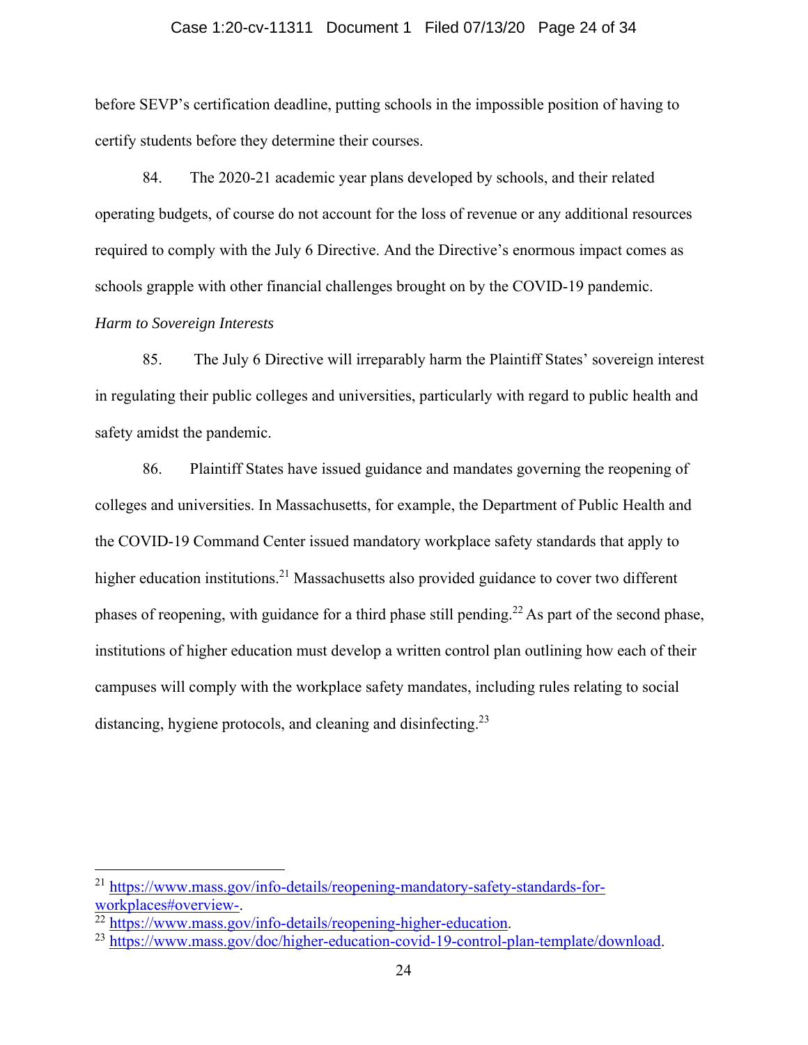before SEVP's certification deadline, putting schools in the impossible position of having to certify students before they determine their courses.

84. The 2020-21 academic year plans developed by schools, and their related operating budgets, of course do not account for the loss of revenue or any additional resources required to comply with the July 6 Directive. And the Directive's enormous impact comes as schools grapple with other financial challenges brought on by the COVID-19 pandemic.

*Harm to Sovereign Interests*

85. The July 6 Directive will irreparably harm the Plaintiff States' sovereign interest in regulating their public colleges and universities, particularly with regard to public health and safety amidst the pandemic.

86. Plaintiff States have issued guidance and mandates governing the reopening of colleges and universities. In Massachusetts, for example, the Department of Public Health and the COVID-19 Command Center issued mandatory workplace safety standards that apply to higher education institutions.[21] Massachusetts also provided guidance to cover two different phases of reopening, with guidance for a third phase still pending.[22] As part of the second phase, institutions of higher education must develop a written control plan outlining how each of their campuses will comply with the workplace safety mandates, including rules relating to social distancing, hygiene protocols, and cleaning and disinfecting.[23]

---

[21] https://www.mass.gov/info-details/reopening-mandatory-safety-standards-for-workplaces#overview-.

[22] https://www.mass.gov/info-details/reopening-higher-education.

[23] https://www.mass.gov/doc/higher-education-covid-19-control-plan-template/download.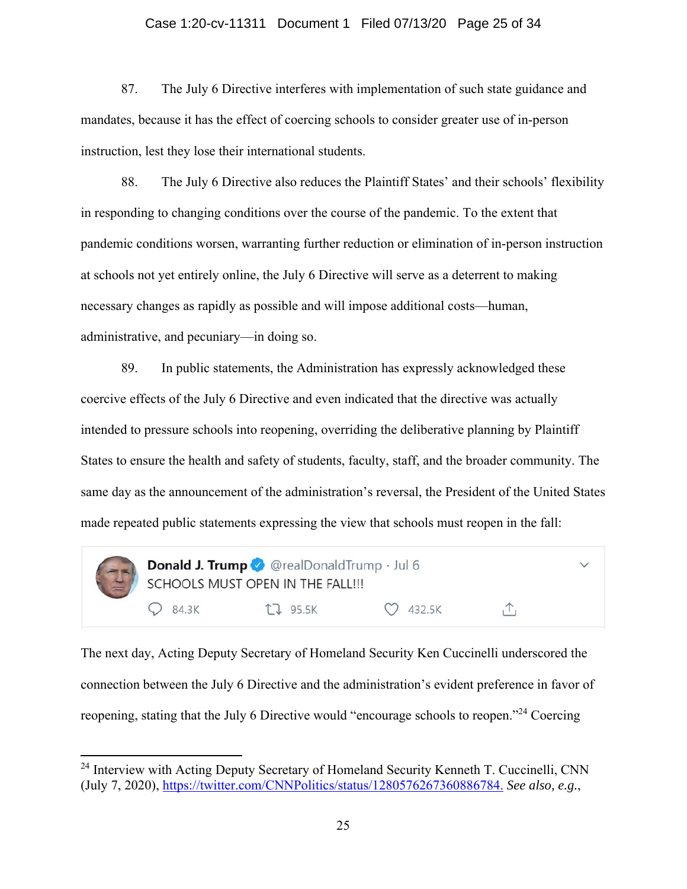87. The July 6 Directive interferes with implementation of such state guidance and mandates, because it has the effect of coercing schools to consider greater use of in-person instruction, lest they lose their international students.

88. The July 6 Directive also reduces the Plaintiff States' and their schools' flexibility in responding to changing conditions over the course of the pandemic. To the extent that pandemic conditions worsen, warranting further reduction or elimination of in-person instruction at schools not yet entirely online, the July 6 Directive will serve as a deterrent to making necessary changes as rapidly as possible and will impose additional costs—human, administrative, and pecuniary—in doing so.

89. In public statements, the Administration has expressly acknowledged these coercive effects of the July 6 Directive and even indicated that the directive was actually intended to pressure schools into reopening, overriding the deliberative planning by Plaintiff States to ensure the health and safety of students, faculty, staff, and the broader community. The same day as the announcement of the administration's reversal, the President of the United States made repeated public statements expressing the view that schools must reopen in the fall:

> **Donald J. Trump** @realDonaldTrump · Jul 6
> SCHOOLS MUST OPEN IN THE FALL!!!
> 84.3K 95.5K 432.5K

The next day, Acting Deputy Secretary of Homeland Security Ken Cuccinelli underscored the connection between the July 6 Directive and the administration's evident preference in favor of reopening, stating that the July 6 Directive would "encourage schools to reopen."[24] Coercing

---

[24] Interview with Acting Deputy Secretary of Homeland Security Kenneth T. Cuccinelli, CNN (July 7, 2020), https://twitter.com/CNNPolitics/status/1280576267360886784. *See also, e.g.*,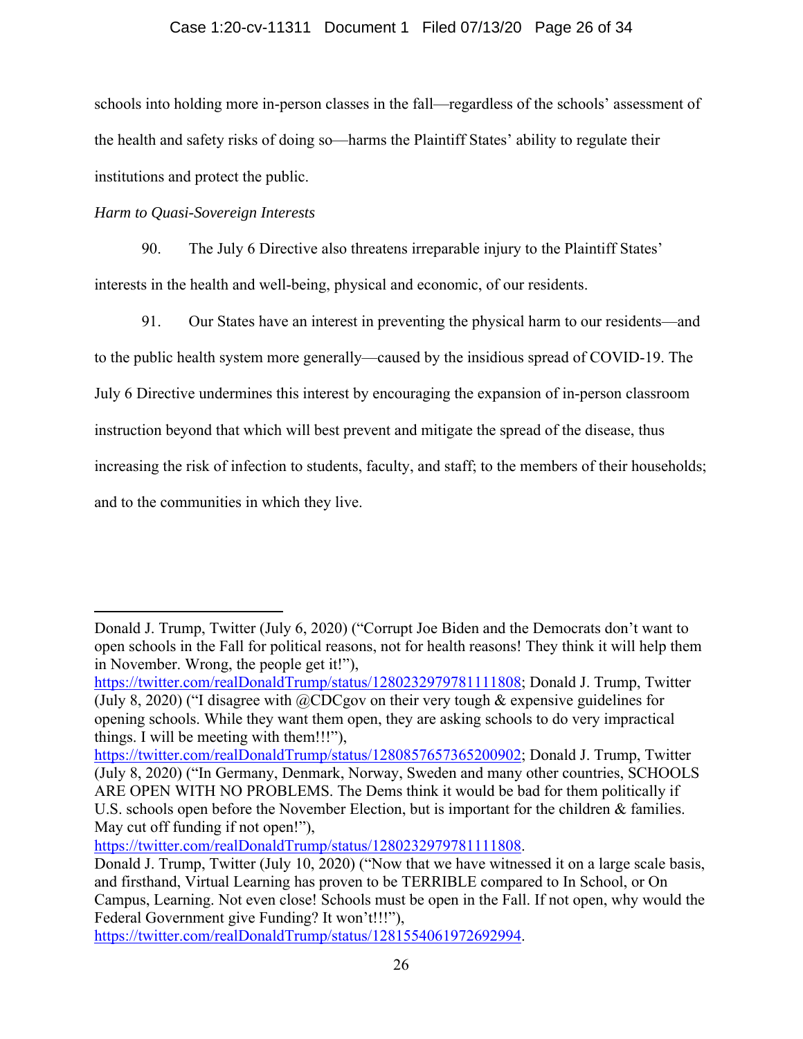schools into holding more in-person classes in the fall—regardless of the schools' assessment of the health and safety risks of doing so—harms the Plaintiff States' ability to regulate their institutions and protect the public.

*Harm to Quasi-Sovereign Interests*

90. The July 6 Directive also threatens irreparable injury to the Plaintiff States' interests in the health and well-being, physical and economic, of our residents.

91. Our States have an interest in preventing the physical harm to our residents—and to the public health system more generally—caused by the insidious spread of COVID-19. The July 6 Directive undermines this interest by encouraging the expansion of in-person classroom instruction beyond that which will best prevent and mitigate the spread of the disease, thus increasing the risk of infection to students, faculty, and staff; to the members of their households; and to the communities in which they live.

---

Donald J. Trump, Twitter (July 6, 2020) ("Corrupt Joe Biden and the Democrats don't want to open schools in the Fall for political reasons, not for health reasons! They think it will help them in November. Wrong, the people get it!"), https://twitter.com/realDonaldTrump/status/1280232979781111808; Donald J. Trump, Twitter (July 8, 2020) ("I disagree with @CDCgov on their very tough & expensive guidelines for opening schools. While they want them open, they are asking schools to do very impractical things. I will be meeting with them!!!"), https://twitter.com/realDonaldTrump/status/1280857657365200902; Donald J. Trump, Twitter (July 8, 2020) ("In Germany, Denmark, Norway, Sweden and many other countries, SCHOOLS ARE OPEN WITH NO PROBLEMS. The Dems think it would be bad for them politically if U.S. schools open before the November Election, but is important for the children & families. May cut off funding if not open!"), https://twitter.com/realDonaldTrump/status/1280232979781111808.
Donald J. Trump, Twitter (July 10, 2020) ("Now that we have witnessed it on a large scale basis, and firsthand, Virtual Learning has proven to be TERRIBLE compared to In School, or On Campus, Learning. Not even close! Schools must be open in the Fall. If not open, why would the Federal Government give Funding? It won't!!!"), https://twitter.com/realDonaldTrump/status/1281554061972692994.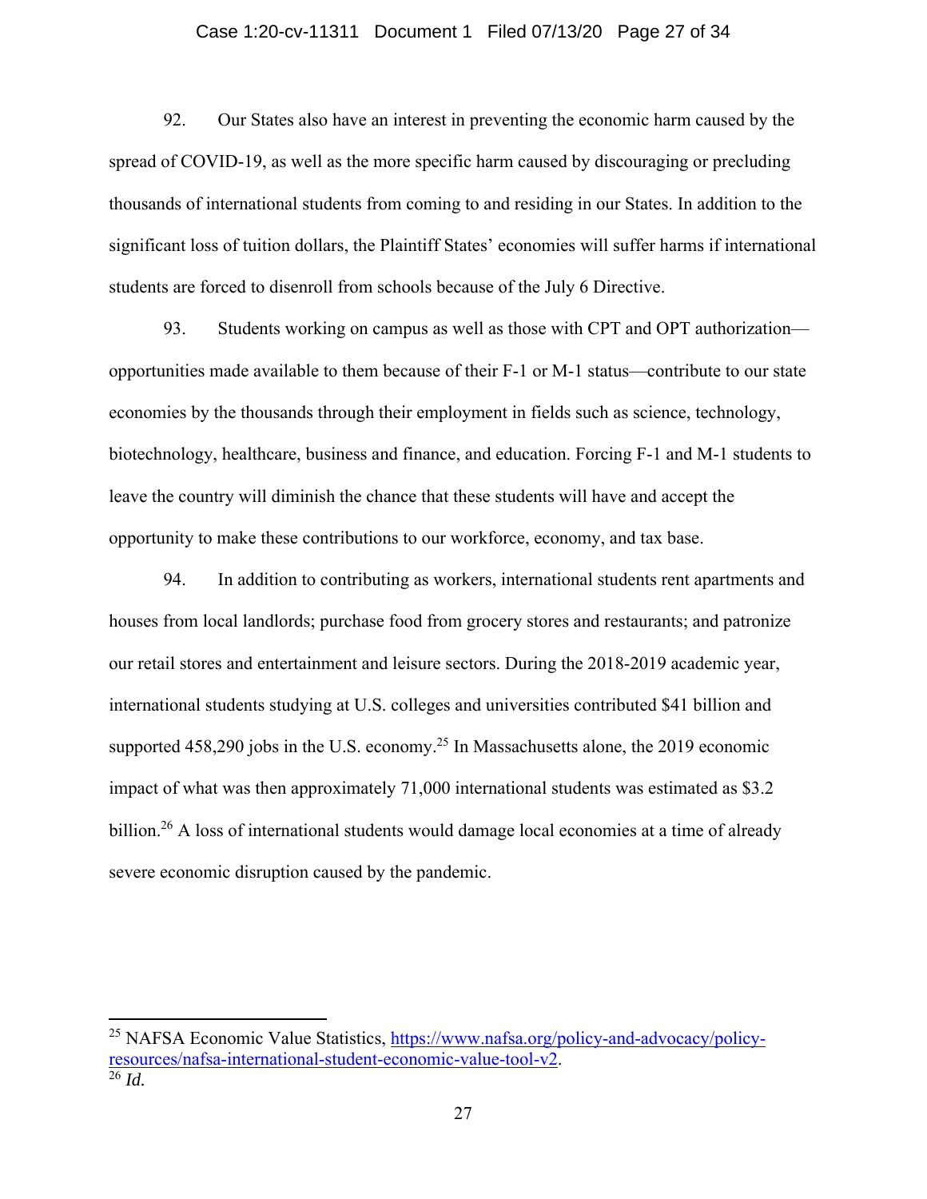92. Our States also have an interest in preventing the economic harm caused by the spread of COVID-19, as well as the more specific harm caused by discouraging or precluding thousands of international students from coming to and residing in our States. In addition to the significant loss of tuition dollars, the Plaintiff States' economies will suffer harms if international students are forced to disenroll from schools because of the July 6 Directive.

93. Students working on campus as well as those with CPT and OPT authorization—opportunities made available to them because of their F-1 or M-1 status—contribute to our state economies by the thousands through their employment in fields such as science, technology, biotechnology, healthcare, business and finance, and education. Forcing F-1 and M-1 students to leave the country will diminish the chance that these students will have and accept the opportunity to make these contributions to our workforce, economy, and tax base.

94. In addition to contributing as workers, international students rent apartments and houses from local landlords; purchase food from grocery stores and restaurants; and patronize our retail stores and entertainment and leisure sectors. During the 2018-2019 academic year, international students studying at U.S. colleges and universities contributed $41 billion and supported 458,290 jobs in the U.S. economy.[25] In Massachusetts alone, the 2019 economic impact of what was then approximately 71,000 international students was estimated as $3.2 billion.[26] A loss of international students would damage local economies at a time of already severe economic disruption caused by the pandemic.

---

[25] NAFSA Economic Value Statistics, https://www.nafsa.org/policy-and-advocacy/policy-resources/nafsa-international-student-economic-value-tool-v2.

[26] *Id.*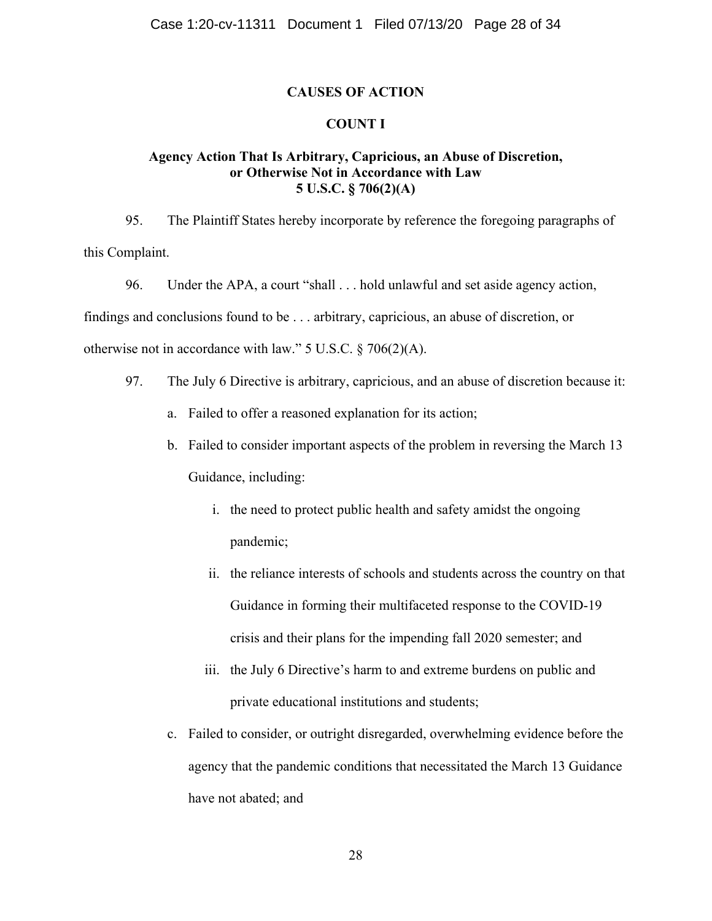## CAUSES OF ACTION

### COUNT I

### Agency Action That Is Arbitrary, Capricious, an Abuse of Discretion, or Otherwise Not in Accordance with Law 5 U.S.C. § 706(2)(A)

95. The Plaintiff States hereby incorporate by reference the foregoing paragraphs of this Complaint.

96. Under the APA, a court "shall . . . hold unlawful and set aside agency action, findings and conclusions found to be . . . arbitrary, capricious, an abuse of discretion, or otherwise not in accordance with law." 5 U.S.C. § 706(2)(A).

97. The July 6 Directive is arbitrary, capricious, and an abuse of discretion because it:

a. Failed to offer a reasoned explanation for its action;

b. Failed to consider important aspects of the problem in reversing the March 13 Guidance, including:

i. the need to protect public health and safety amidst the ongoing pandemic;

ii. the reliance interests of schools and students across the country on that Guidance in forming their multifaceted response to the COVID-19 crisis and their plans for the impending fall 2020 semester; and

iii. the July 6 Directive's harm to and extreme burdens on public and private educational institutions and students;

c. Failed to consider, or outright disregarded, overwhelming evidence before the agency that the pandemic conditions that necessitated the March 13 Guidance have not abated; and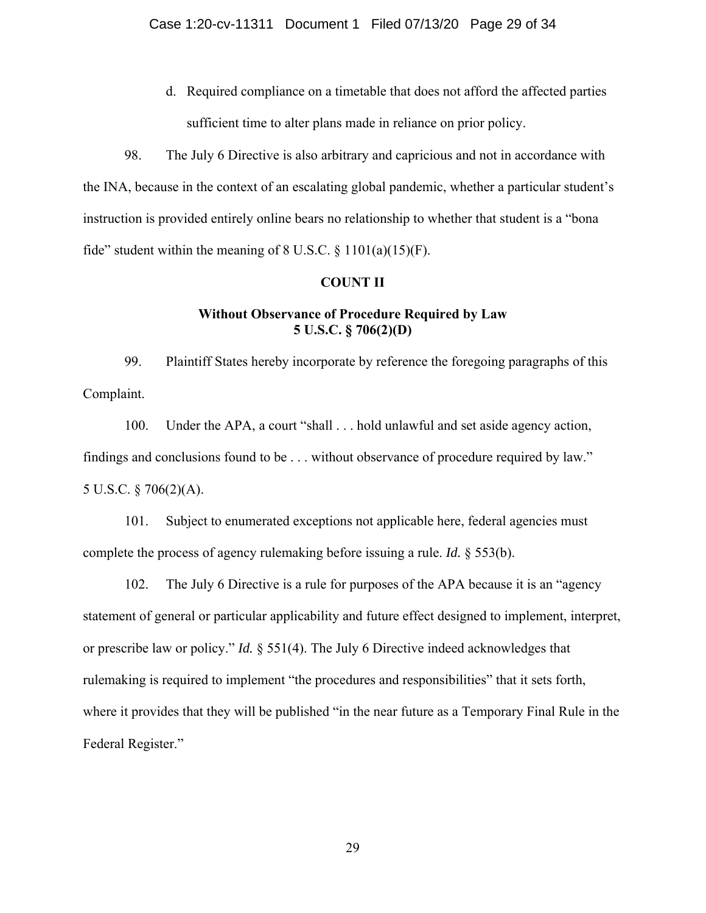d. Required compliance on a timetable that does not afford the affected parties sufficient time to alter plans made in reliance on prior policy.

98. The July 6 Directive is also arbitrary and capricious and not in accordance with the INA, because in the context of an escalating global pandemic, whether a particular student's instruction is provided entirely online bears no relationship to whether that student is a "bona fide" student within the meaning of 8 U.S.C. § 1101(a)(15)(F).

**COUNT II**

**Without Observance of Procedure Required by Law**
**5 U.S.C. § 706(2)(D)**

99. Plaintiff States hereby incorporate by reference the foregoing paragraphs of this Complaint.

100. Under the APA, a court "shall . . . hold unlawful and set aside agency action, findings and conclusions found to be . . . without observance of procedure required by law." 5 U.S.C. § 706(2)(A).

101. Subject to enumerated exceptions not applicable here, federal agencies must complete the process of agency rulemaking before issuing a rule. *Id.* § 553(b).

102. The July 6 Directive is a rule for purposes of the APA because it is an "agency statement of general or particular applicability and future effect designed to implement, interpret, or prescribe law or policy." *Id.* § 551(4). The July 6 Directive indeed acknowledges that rulemaking is required to implement "the procedures and responsibilities" that it sets forth, where it provides that they will be published "in the near future as a Temporary Final Rule in the Federal Register."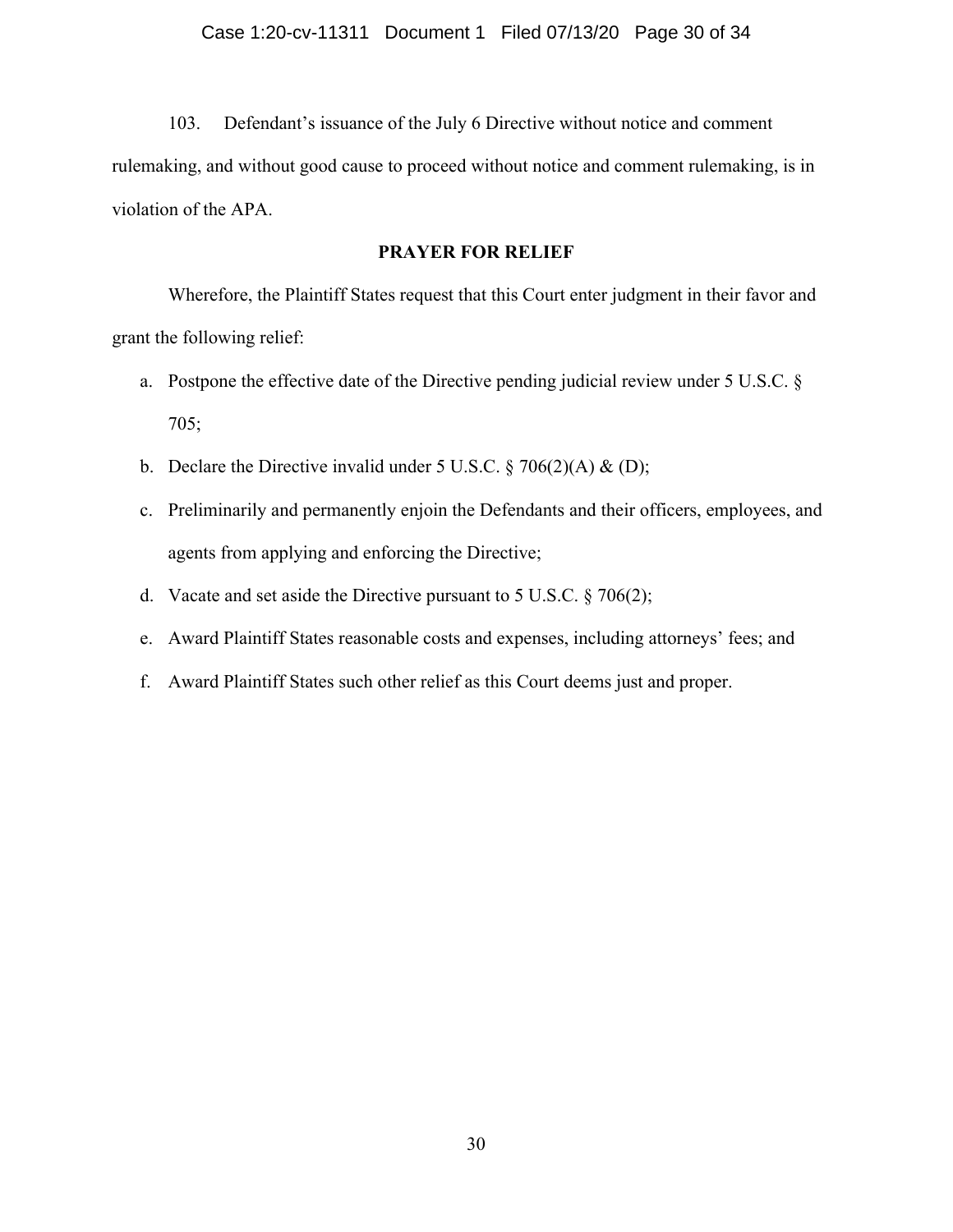103. Defendant's issuance of the July 6 Directive without notice and comment rulemaking, and without good cause to proceed without notice and comment rulemaking, is in violation of the APA.

## PRAYER FOR RELIEF

Wherefore, the Plaintiff States request that this Court enter judgment in their favor and grant the following relief:

a. Postpone the effective date of the Directive pending judicial review under 5 U.S.C. § 705;

b. Declare the Directive invalid under 5 U.S.C. § 706(2)(A) & (D);

c. Preliminarily and permanently enjoin the Defendants and their officers, employees, and agents from applying and enforcing the Directive;

d. Vacate and set aside the Directive pursuant to 5 U.S.C. § 706(2);

e. Award Plaintiff States reasonable costs and expenses, including attorneys' fees; and

f. Award Plaintiff States such other relief as this Court deems just and proper.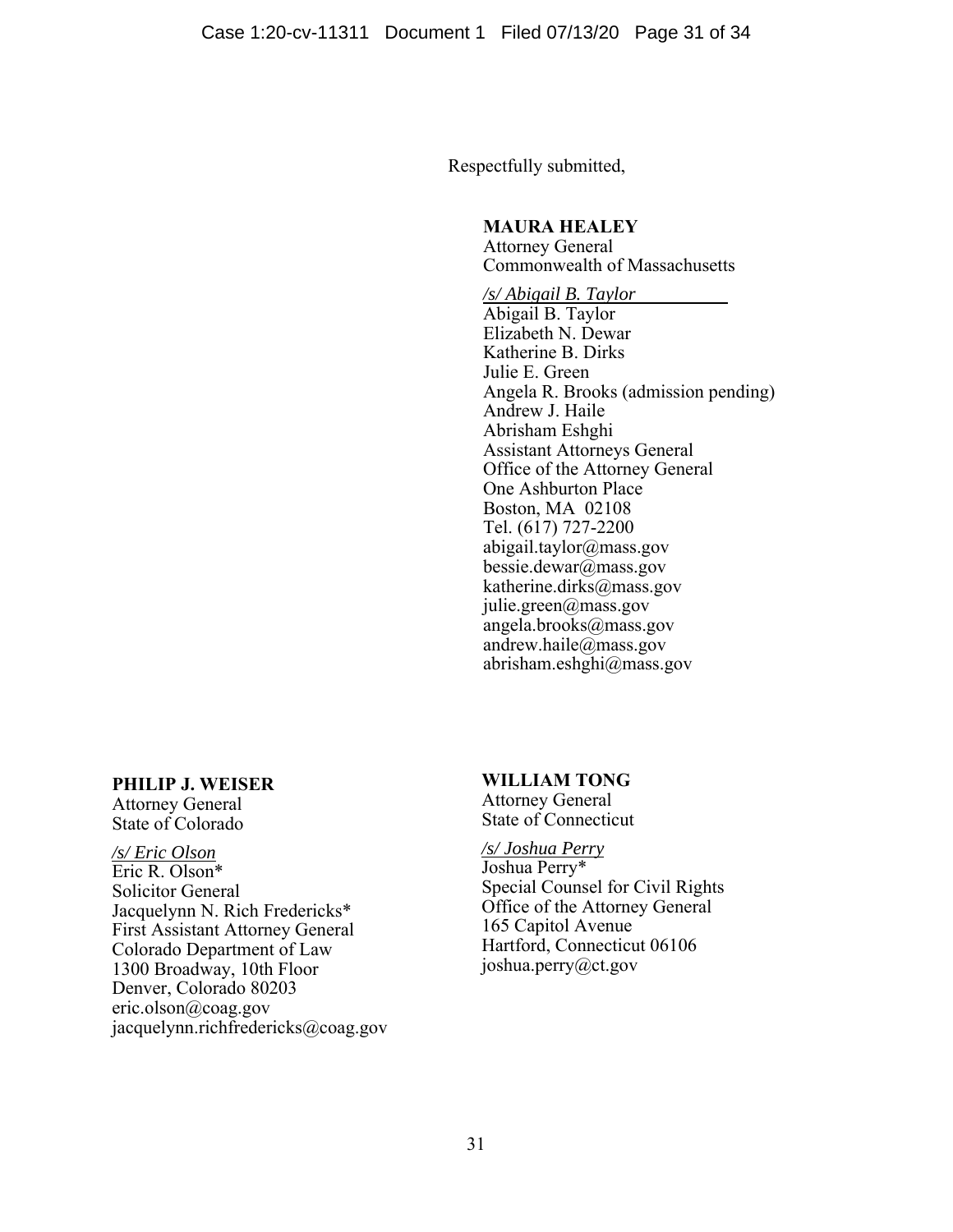Respectfully submitted,

**MAURA HEALEY**
Attorney General
Commonwealth of Massachusetts

*/s/ Abigail B. Taylor*
Abigail B. Taylor
Elizabeth N. Dewar
Katherine B. Dirks
Julie E. Green
Angela R. Brooks (admission pending)
Andrew J. Haile
Abrisham Eshghi
Assistant Attorneys General
Office of the Attorney General
One Ashburton Place
Boston, MA 02108
Tel. (617) 727-2200
abigail.taylor@mass.gov
bessie.dewar@mass.gov
katherine.dirks@mass.gov
julie.green@mass.gov
angela.brooks@mass.gov
andrew.haile@mass.gov
abrisham.eshghi@mass.gov

**PHILIP J. WEISER**
Attorney General
State of Colorado

*/s/ Eric Olson*
Eric R. Olson*
Solicitor General
Jacquelynn N. Rich Fredericks*
First Assistant Attorney General
Colorado Department of Law
1300 Broadway, 10th Floor
Denver, Colorado 80203
eric.olson@coag.gov
jacquelynn.richfredericks@coag.gov

**WILLIAM TONG**
Attorney General
State of Connecticut

*/s/ Joshua Perry*
Joshua Perry*
Special Counsel for Civil Rights
Office of the Attorney General
165 Capitol Avenue
Hartford, Connecticut 06106
joshua.perry@ct.gov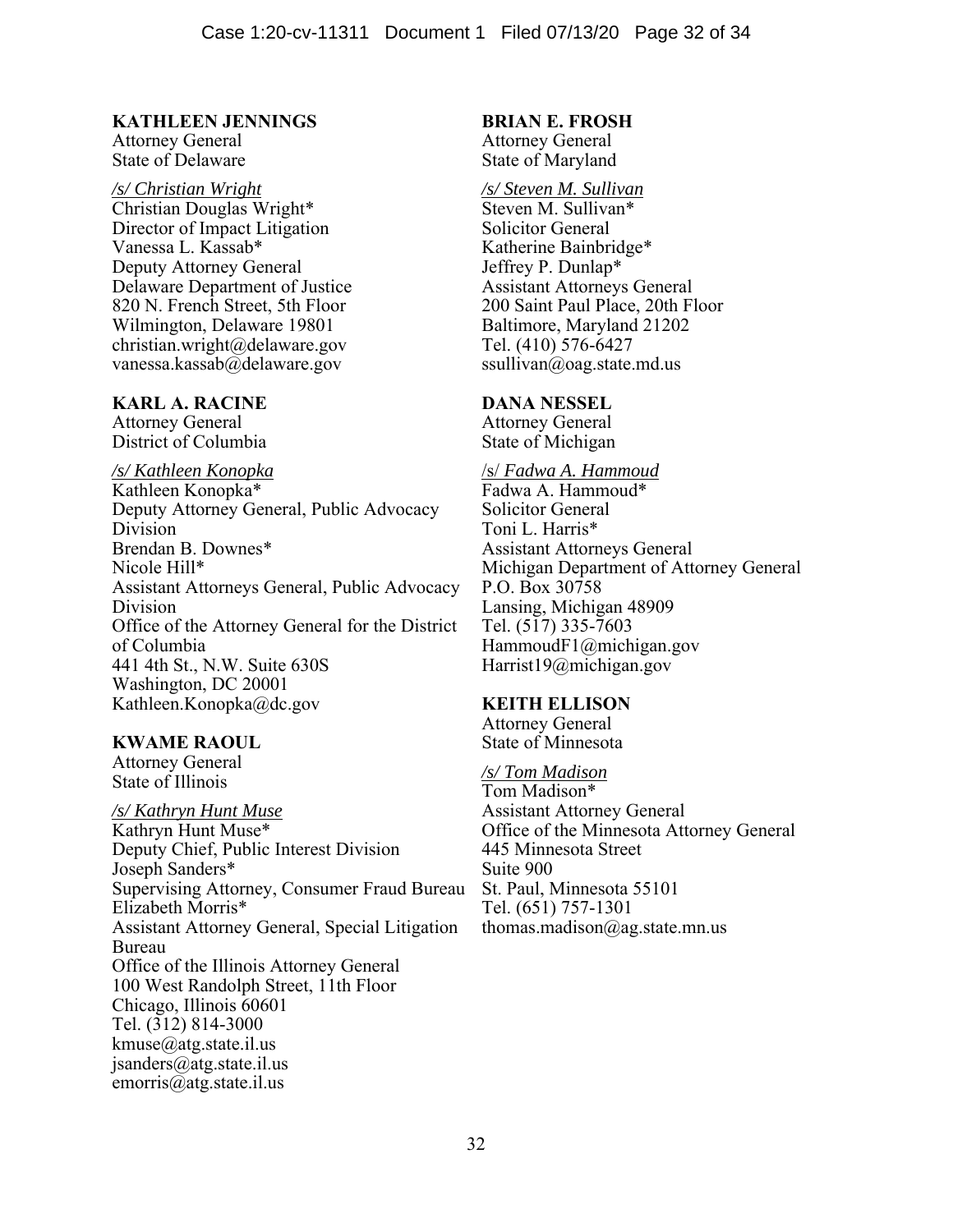**KATHLEEN JENNINGS**
Attorney General
State of Delaware

*/s/ Christian Wright*
Christian Douglas Wright*
Director of Impact Litigation
Vanessa L. Kassab*
Deputy Attorney General
Delaware Department of Justice
820 N. French Street, 5th Floor
Wilmington, Delaware 19801
christian.wright@delaware.gov
vanessa.kassab@delaware.gov

**KARL A. RACINE**
Attorney General
District of Columbia

*/s/ Kathleen Konopka*
Kathleen Konopka*
Deputy Attorney General, Public Advocacy Division
Brendan B. Downes*
Nicole Hill*
Assistant Attorneys General, Public Advocacy Division
Office of the Attorney General for the District of Columbia
441 4th St., N.W. Suite 630S
Washington, DC 20001
Kathleen.Konopka@dc.gov

**KWAME RAOUL**
Attorney General
State of Illinois

*/s/ Kathryn Hunt Muse*
Kathryn Hunt Muse*
Deputy Chief, Public Interest Division
Joseph Sanders*
Supervising Attorney, Consumer Fraud Bureau
Elizabeth Morris*
Assistant Attorney General, Special Litigation Bureau
Office of the Illinois Attorney General
100 West Randolph Street, 11th Floor
Chicago, Illinois 60601
Tel. (312) 814-3000
kmuse@atg.state.il.us
jsanders@atg.state.il.us
emorris@atg.state.il.us

**BRIAN E. FROSH**
Attorney General
State of Maryland

*/s/ Steven M. Sullivan*
Steven M. Sullivan*
Solicitor General
Katherine Bainbridge*
Jeffrey P. Dunlap*
Assistant Attorneys General
200 Saint Paul Place, 20th Floor
Baltimore, Maryland 21202
Tel. (410) 576-6427
ssullivan@oag.state.md.us

**DANA NESSEL**
Attorney General
State of Michigan

/s/ *Fadwa A. Hammoud*
Fadwa A. Hammoud*
Solicitor General
Toni L. Harris*
Assistant Attorneys General
Michigan Department of Attorney General
P.O. Box 30758
Lansing, Michigan 48909
Tel. (517) 335-7603
HammoudF1@michigan.gov
Harrist19@michigan.gov

**KEITH ELLISON**
Attorney General
State of Minnesota

*/s/ Tom Madison*
Tom Madison*
Assistant Attorney General
Office of the Minnesota Attorney General
445 Minnesota Street
Suite 900
St. Paul, Minnesota 55101
Tel. (651) 757-1301
thomas.madison@ag.state.mn.us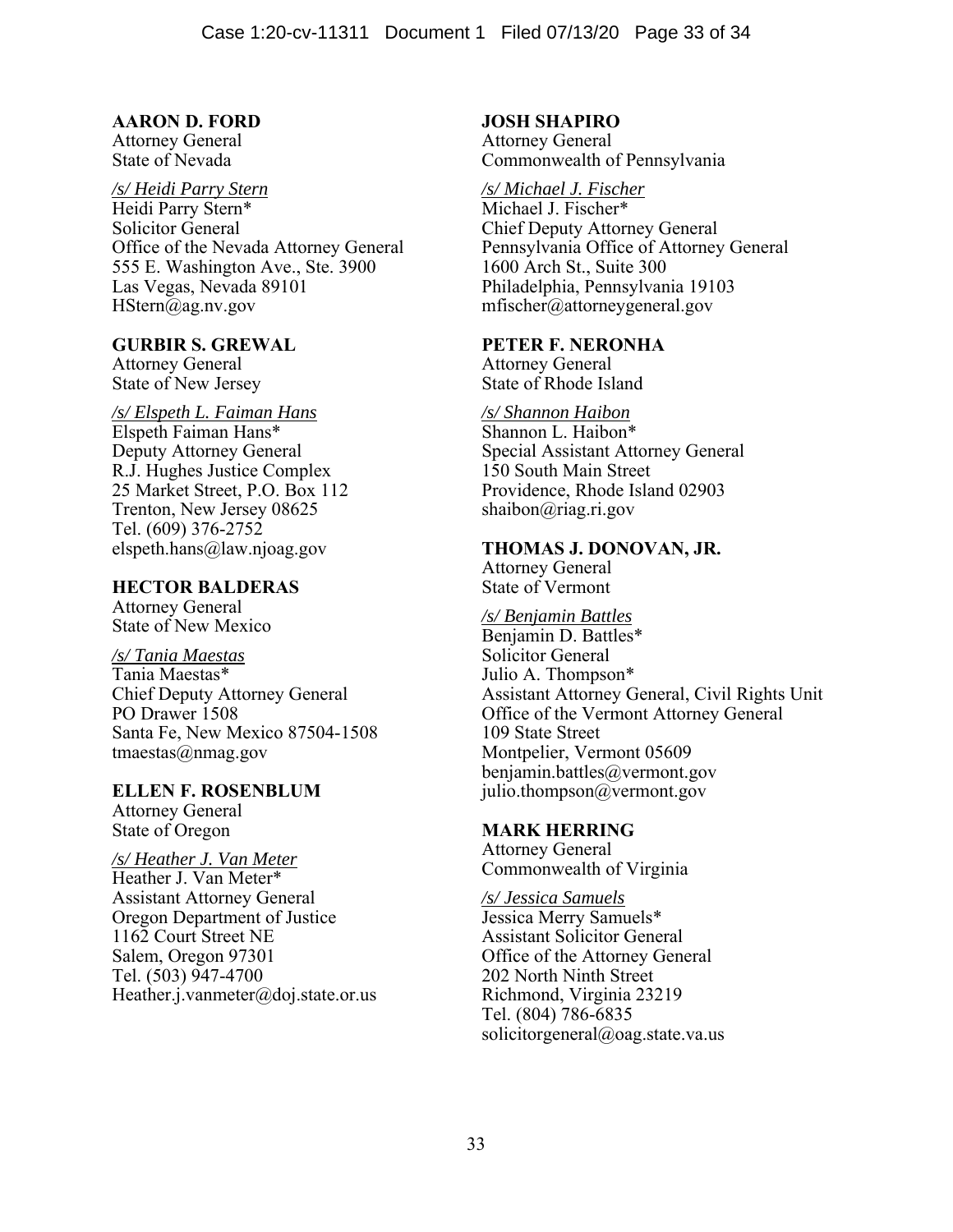**AARON D. FORD**
Attorney General
State of Nevada

*/s/ Heidi Parry Stern*
Heidi Parry Stern*
Solicitor General
Office of the Nevada Attorney General
555 E. Washington Ave., Ste. 3900
Las Vegas, Nevada 89101
HStern@ag.nv.gov

**GURBIR S. GREWAL**
Attorney General
State of New Jersey

*/s/ Elspeth L. Faiman Hans*
Elspeth Faiman Hans*
Deputy Attorney General
R.J. Hughes Justice Complex
25 Market Street, P.O. Box 112
Trenton, New Jersey 08625
Tel. (609) 376-2752
elspeth.hans@law.njoag.gov

**HECTOR BALDERAS**
Attorney General
State of New Mexico

*/s/ Tania Maestas*
Tania Maestas*
Chief Deputy Attorney General
PO Drawer 1508
Santa Fe, New Mexico 87504-1508
tmaestas@nmag.gov

**ELLEN F. ROSENBLUM**
Attorney General
State of Oregon

*/s/ Heather J. Van Meter*
Heather J. Van Meter*
Assistant Attorney General
Oregon Department of Justice
1162 Court Street NE
Salem, Oregon 97301
Tel. (503) 947-4700
Heather.j.vanmeter@doj.state.or.us

**JOSH SHAPIRO**
Attorney General
Commonwealth of Pennsylvania

*/s/ Michael J. Fischer*
Michael J. Fischer*
Chief Deputy Attorney General
Pennsylvania Office of Attorney General
1600 Arch St., Suite 300
Philadelphia, Pennsylvania 19103
mfischer@attorneygeneral.gov

**PETER F. NERONHA**
Attorney General
State of Rhode Island

*/s/ Shannon Haibon*
Shannon L. Haibon*
Special Assistant Attorney General
150 South Main Street
Providence, Rhode Island 02903
shaibon@riag.ri.gov

**THOMAS J. DONOVAN, JR.**
Attorney General
State of Vermont

*/s/ Benjamin Battles*
Benjamin D. Battles*
Solicitor General
Julio A. Thompson*
Assistant Attorney General, Civil Rights Unit
Office of the Vermont Attorney General
109 State Street
Montpelier, Vermont 05609
benjamin.battles@vermont.gov
julio.thompson@vermont.gov

**MARK HERRING**
Attorney General
Commonwealth of Virginia

*/s/ Jessica Samuels*
Jessica Merry Samuels*
Assistant Solicitor General
Office of the Attorney General
202 North Ninth Street
Richmond, Virginia 23219
Tel. (804) 786-6835
solicitorgeneral@oag.state.va.us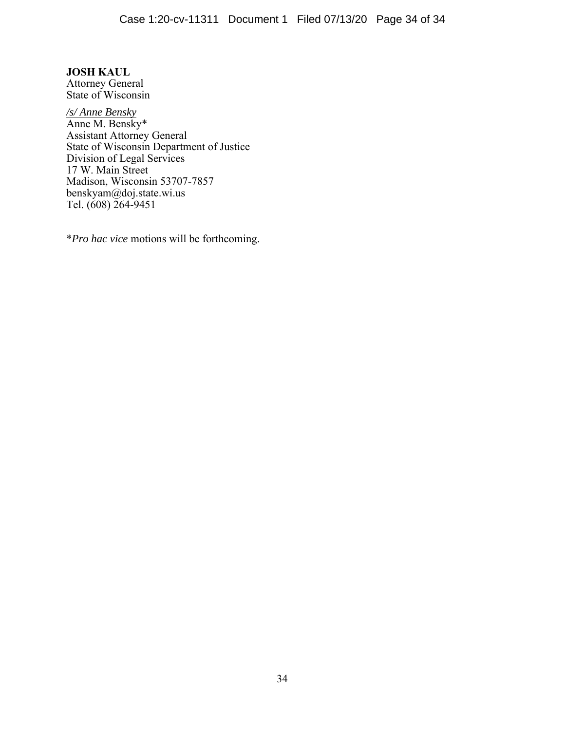**JOSH KAUL**
Attorney General
State of Wisconsin

*/s/ Anne Bensky*
Anne M. Bensky*
Assistant Attorney General
State of Wisconsin Department of Justice
Division of Legal Services
17 W. Main Street
Madison, Wisconsin 53707-7857
benskyam@doj.state.wi.us
Tel. (608) 264-9451

**Pro hac vice* motions will be forthcoming.